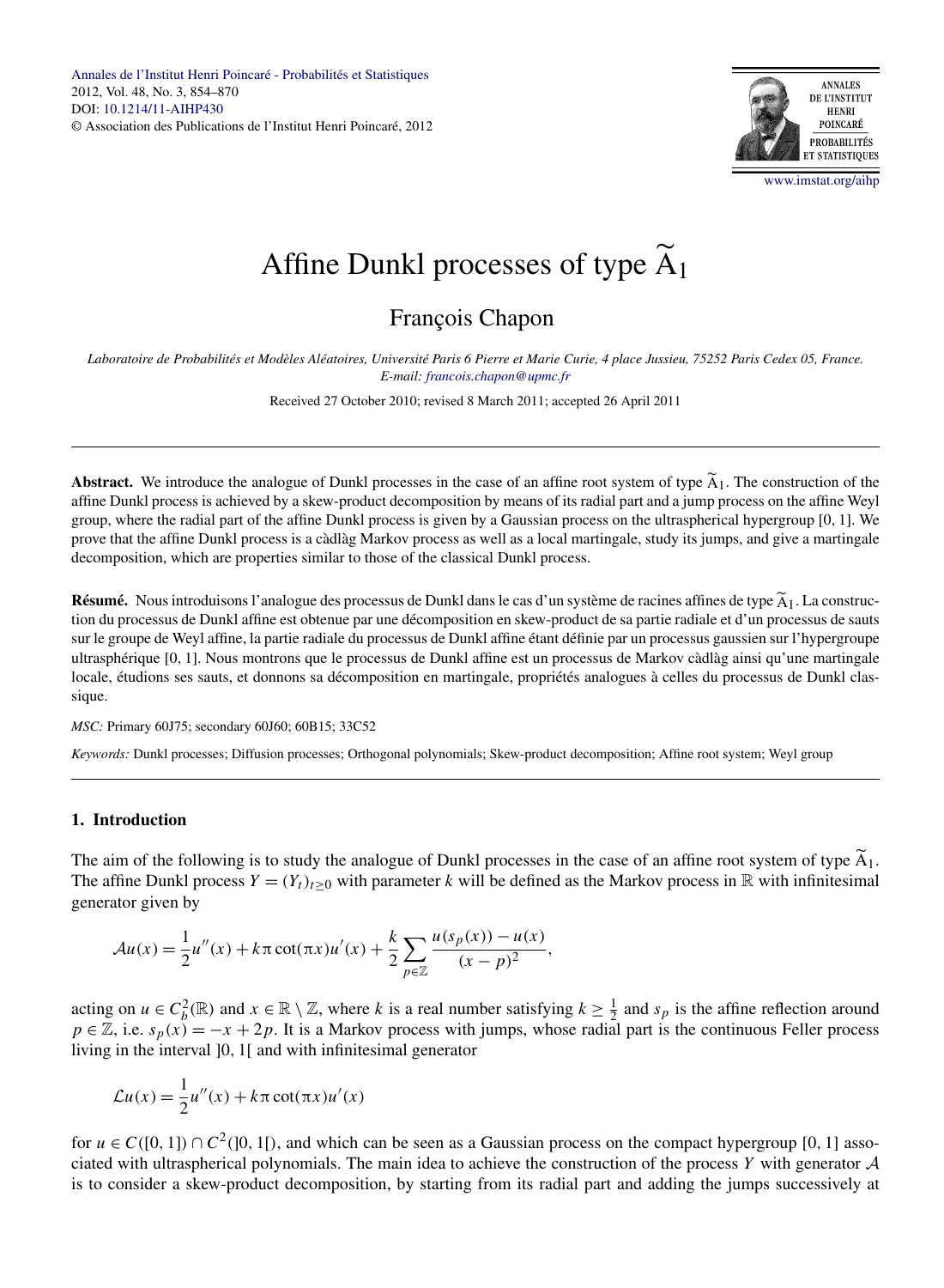# Affine Dunkl processes of type $\widetilde{\mathrm{A}}_1$

François Chapon

*Laboratoire de Probabilités et Modèles Aléatoires, Université Paris 6 Pierre et Marie Curie, 4 place Jussieu, 75252 Paris Cedex 05, France.*
*E-mail: francois.chapon@upmc.fr*

Received 27 October 2010; revised 8 March 2011; accepted 26 April 2011

---

**Abstract.** We introduce the analogue of Dunkl processes in the case of an affine root system of type $\widetilde{\mathrm{A}}_1$. The construction of the affine Dunkl process is achieved by a skew-product decomposition by means of its radial part and a jump process on the affine Weyl group, where the radial part of the affine Dunkl process is given by a Gaussian process on the ultraspherical hypergroup $[0, 1]$. We prove that the affine Dunkl process is a càdlàg Markov process as well as a local martingale, study its jumps, and give a martingale decomposition, which are properties similar to those of the classical Dunkl process.

**Résumé.** Nous introduisons l'analogue des processus de Dunkl dans le cas d'un système de racines affines de type $\widetilde{\mathrm{A}}_1$. La construction du processus de Dunkl affine est obtenue par une décomposition en skew-product de sa partie radiale et d'un processus de sauts sur le groupe de Weyl affine, la partie radiale du processus de Dunkl affine étant définie par un processus gaussien sur l'hypergroupe ultrasphérique $[0, 1]$. Nous montrons que le processus de Dunkl affine est un processus de Markov càdlàg ainsi qu'une martingale locale, étudions ses sauts, et donnons sa décomposition en martingale, propriétés analogues à celles du processus de Dunkl classique.

*MSC:* Primary 60J75; secondary 60J60; 60B15; 33C52

*Keywords:* Dunkl processes; Diffusion processes; Orthogonal polynomials; Skew-product decomposition; Affine root system; Weyl group

---

## 1. Introduction

The aim of the following is to study the analogue of Dunkl processes in the case of an affine root system of type $\widetilde{\mathrm{A}}_1$. The affine Dunkl process $Y = (Y_t)_{t\geq 0}$ with parameter $k$ will be defined as the Markov process in $\mathbb{R}$ with infinitesimal generator given by

$$\mathcal{A}u(x) = \frac{1}{2}u''(x) + k\pi\cot(\pi x)u'(x) + \frac{k}{2}\sum_{p\in\mathbb{Z}}\frac{u(s_p(x)) - u(x)}{(x-p)^2},$$

acting on $u \in C_b^2(\mathbb{R})$ and $x \in \mathbb{R}\setminus\mathbb{Z}$, where $k$ is a real number satisfying $k \geq \frac{1}{2}$ and $s_p$ is the affine reflection around $p \in \mathbb{Z}$, i.e. $s_p(x) = -x + 2p$. It is a Markov process with jumps, whose radial part is the continuous Feller process living in the interval $]0, 1[$ and with infinitesimal generator

$$\mathcal{L}u(x) = \frac{1}{2}u''(x) + k\pi\cot(\pi x)u'(x)$$

for $u \in C([0, 1]) \cap C^2(]0, 1[)$, and which can be seen as a Gaussian process on the compact hypergroup $[0, 1]$ associated with ultraspherical polynomials. The main idea to achieve the construction of the process $Y$ with generator $\mathcal{A}$ is to consider a skew-product decomposition, by starting from its radial part and adding the jumps successively at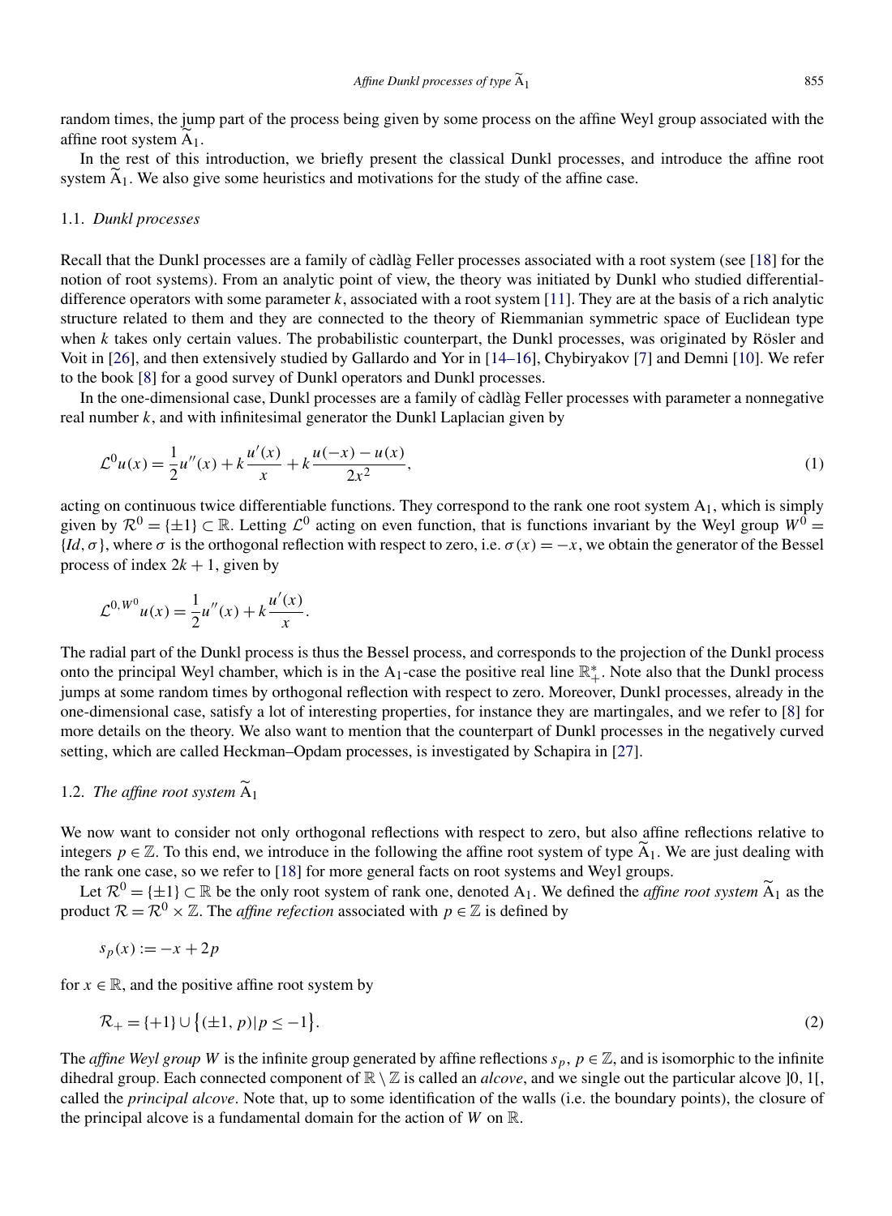random times, the jump part of the process being given by some process on the affine Weyl group associated with the affine root system $\widetilde{A}_1$.

In the rest of this introduction, we briefly present the classical Dunkl processes, and introduce the affine root system $\widetilde{A}_1$. We also give some heuristics and motivations for the study of the affine case.

### 1.1. *Dunkl processes*

Recall that the Dunkl processes are a family of càdlàg Feller processes associated with a root system (see [18] for the notion of root systems). From an analytic point of view, the theory was initiated by Dunkl who studied differential-difference operators with some parameter $k$, associated with a root system [11]. They are at the basis of a rich analytic structure related to them and they are connected to the theory of Riemmanian symmetric space of Euclidean type when $k$ takes only certain values. The probabilistic counterpart, the Dunkl processes, was originated by Rösler and Voit in [26], and then extensively studied by Gallardo and Yor in [14–16], Chybiryakov [7] and Demni [10]. We refer to the book [8] for a good survey of Dunkl operators and Dunkl processes.

In the one-dimensional case, Dunkl processes are a family of càdlàg Feller processes with parameter a nonnegative real number $k$, and with infinitesimal generator the Dunkl Laplacian given by

$$\mathcal{L}^0 u(x) = \frac{1}{2}u''(x) + k\frac{u'(x)}{x} + k\frac{u(-x) - u(x)}{2x^2}, \tag{1}$$

acting on continuous twice differentiable functions. They correspond to the rank one root system $A_1$, which is simply given by $\mathcal{R}^0 = \{\pm 1\} \subset \mathbb{R}$. Letting $\mathcal{L}^0$ acting on even function, that is functions invariant by the Weyl group $W^0 = \{Id, \sigma\}$, where $\sigma$ is the orthogonal reflection with respect to zero, i.e. $\sigma(x) = -x$, we obtain the generator of the Bessel process of index $2k + 1$, given by

$$\mathcal{L}^{0,W^0} u(x) = \frac{1}{2}u''(x) + k\frac{u'(x)}{x}.$$

The radial part of the Dunkl process is thus the Bessel process, and corresponds to the projection of the Dunkl process onto the principal Weyl chamber, which is in the $A_1$-case the positive real line $\mathbb{R}_+^*$. Note also that the Dunkl process jumps at some random times by orthogonal reflection with respect to zero. Moreover, Dunkl processes, already in the one-dimensional case, satisfy a lot of interesting properties, for instance they are martingales, and we refer to [8] for more details on the theory. We also want to mention that the counterpart of Dunkl processes in the negatively curved setting, which are called Heckman–Opdam processes, is investigated by Schapira in [27].

### 1.2. *The affine root system* $\widetilde{A}_1$

We now want to consider not only orthogonal reflections with respect to zero, but also affine reflections relative to integers $p \in \mathbb{Z}$. To this end, we introduce in the following the affine root system of type $\widetilde{A}_1$. We are just dealing with the rank one case, so we refer to [18] for more general facts on root systems and Weyl groups.

Let $\mathcal{R}^0 = \{\pm 1\} \subset \mathbb{R}$ be the only root system of rank one, denoted $A_1$. We defined the *affine root system* $\widetilde{A}_1$ as the product $\mathcal{R} = \mathcal{R}^0 \times \mathbb{Z}$. The *affine refection* associated with $p \in \mathbb{Z}$ is defined by

$$s_p(x) := -x + 2p$$

for $x \in \mathbb{R}$, and the positive affine root system by

$$\mathcal{R}_+ = \{+1\} \cup \{(\pm 1, p) | p \leq -1\}. \tag{2}$$

The *affine Weyl group* $W$ is the infinite group generated by affine reflections $s_p$, $p \in \mathbb{Z}$, and is isomorphic to the infinite dihedral group. Each connected component of $\mathbb{R} \setminus \mathbb{Z}$ is called an *alcove*, and we single out the particular alcove $]0, 1[$, called the *principal alcove*. Note that, up to some identification of the walls (i.e. the boundary points), the closure of the principal alcove is a fundamental domain for the action of $W$ on $\mathbb{R}$.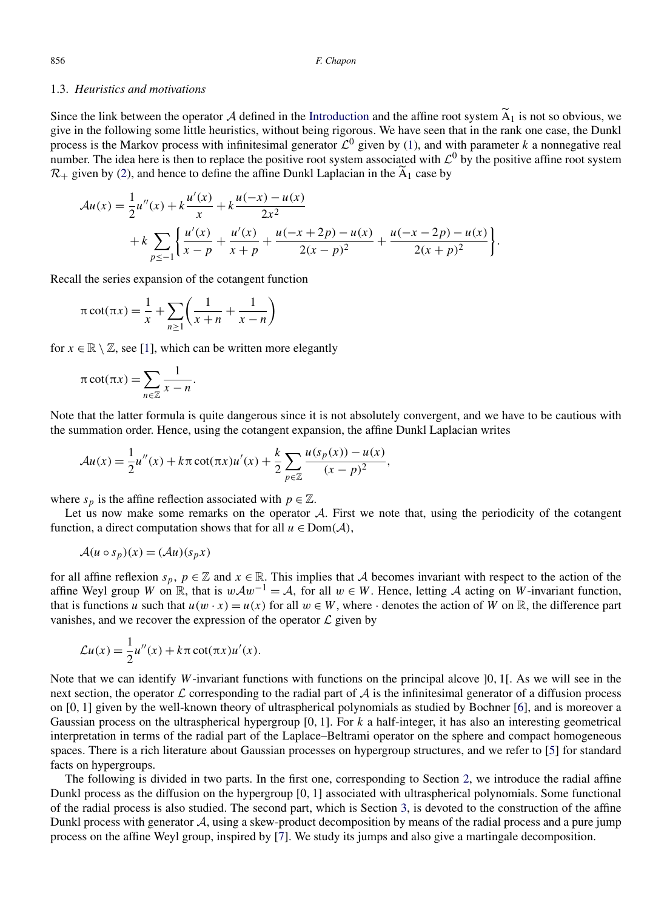### 1.3. *Heuristics and motivations*

Since the link between the operator $\mathcal{A}$ defined in the Introduction and the affine root system $\widetilde{\mathrm{A}}_1$ is not so obvious, we give in the following some little heuristics, without being rigorous. We have seen that in the rank one case, the Dunkl process is the Markov process with infinitesimal generator $\mathcal{L}^0$ given by (1), and with parameter $k$ a nonnegative real number. The idea here is then to replace the positive root system associated with $\mathcal{L}^0$ by the positive affine root system $\mathcal{R}_+$ given by (2), and hence to define the affine Dunkl Laplacian in the $\widetilde{\mathrm{A}}_1$ case by

$$\mathcal{A}u(x) = \frac{1}{2}u''(x) + k\frac{u'(x)}{x} + k\frac{u(-x) - u(x)}{2x^2} + k\sum_{p\leq -1}\left\{\frac{u'(x)}{x-p} + \frac{u'(x)}{x+p} + \frac{u(-x+2p) - u(x)}{2(x-p)^2} + \frac{u(-x-2p) - u(x)}{2(x+p)^2}\right\}.$$

Recall the series expansion of the cotangent function

$$\pi\cot(\pi x) = \frac{1}{x} + \sum_{n\geq 1}\left(\frac{1}{x+n} + \frac{1}{x-n}\right)$$

for $x \in \mathbb{R}\setminus\mathbb{Z}$, see [1], which can be written more elegantly

$$\pi\cot(\pi x) = \sum_{n\in\mathbb{Z}}\frac{1}{x-n}.$$

Note that the latter formula is quite dangerous since it is not absolutely convergent, and we have to be cautious with the summation order. Hence, using the cotangent expansion, the affine Dunkl Laplacian writes

$$\mathcal{A}u(x) = \frac{1}{2}u''(x) + k\pi\cot(\pi x)u'(x) + \frac{k}{2}\sum_{p\in\mathbb{Z}}\frac{u(s_p(x)) - u(x)}{(x-p)^2},$$

where $s_p$ is the affine reflection associated with $p \in \mathbb{Z}$.

Let us now make some remarks on the operator $\mathcal{A}$. First we note that, using the periodicity of the cotangent function, a direct computation shows that for all $u \in \mathrm{Dom}(\mathcal{A})$,

$$\mathcal{A}(u\circ s_p)(x) = (\mathcal{A}u)(s_p x)$$

for all affine reflexion $s_p$, $p \in \mathbb{Z}$ and $x \in \mathbb{R}$. This implies that $\mathcal{A}$ becomes invariant with respect to the action of the affine Weyl group $W$ on $\mathbb{R}$, that is $w\mathcal{A}w^{-1} = \mathcal{A}$, for all $w \in W$. Hence, letting $\mathcal{A}$ acting on $W$-invariant function, that is functions $u$ such that $u(w\cdot x) = u(x)$ for all $w \in W$, where $\cdot$ denotes the action of $W$ on $\mathbb{R}$, the difference part vanishes, and we recover the expression of the operator $\mathcal{L}$ given by

$$\mathcal{L}u(x) = \frac{1}{2}u''(x) + k\pi\cot(\pi x)u'(x).$$

Note that we can identify $W$-invariant functions with functions on the principal alcove $]0,1[$. As we will see in the next section, the operator $\mathcal{L}$ corresponding to the radial part of $\mathcal{A}$ is the infinitesimal generator of a diffusion process on $[0,1]$ given by the well-known theory of ultraspherical polynomials as studied by Bochner [6], and is moreover a Gaussian process on the ultraspherical hypergroup $[0,1]$. For $k$ a half-integer, it has also an interesting geometrical interpretation in terms of the radial part of the Laplace–Beltrami operator on the sphere and compact homogeneous spaces. There is a rich literature about Gaussian processes on hypergroup structures, and we refer to [5] for standard facts on hypergroups.

The following is divided in two parts. In the first one, corresponding to Section 2, we introduce the radial affine Dunkl process as the diffusion on the hypergroup $[0,1]$ associated with ultraspherical polynomials. Some functional of the radial process is also studied. The second part, which is Section 3, is devoted to the construction of the affine Dunkl process with generator $\mathcal{A}$, using a skew-product decomposition by means of the radial process and a pure jump process on the affine Weyl group, inspired by [7]. We study its jumps and also give a martingale decomposition.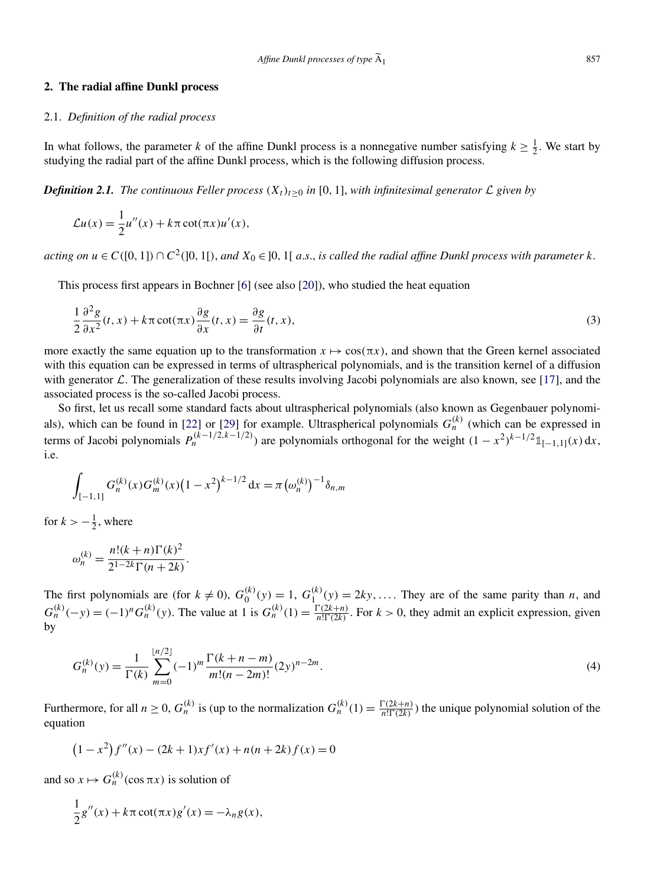## 2. The radial affine Dunkl process

### 2.1. *Definition of the radial process*

In what follows, the parameter $k$ of the affine Dunkl process is a nonnegative number satisfying $k \geq \frac{1}{2}$. We start by studying the radial part of the affine Dunkl process, which is the following diffusion process.

***Definition 2.1.*** *The continuous Feller process $(X_t)_{t\geq 0}$ in $[0,1]$, with infinitesimal generator $\mathcal{L}$ given by*

$$\mathcal{L}u(x) = \frac{1}{2}u''(x) + k\pi\cot(\pi x)u'(x),$$

*acting on $u \in C([0,1]) \cap C^2(]0,1[)$, and $X_0 \in ]0,1[$ a.s., is called the radial affine Dunkl process with parameter $k$.*

This process first appears in Bochner [6] (see also [20]), who studied the heat equation

$$\frac{1}{2}\frac{\partial^2 g}{\partial x^2}(t,x) + k\pi\cot(\pi x)\frac{\partial g}{\partial x}(t,x) = \frac{\partial g}{\partial t}(t,x), \tag{3}$$

more exactly the same equation up to the transformation $x \mapsto \cos(\pi x)$, and shown that the Green kernel associated with this equation can be expressed in terms of ultraspherical polynomials, and is the transition kernel of a diffusion with generator $\mathcal{L}$. The generalization of these results involving Jacobi polynomials are also known, see [17], and the associated process is the so-called Jacobi process.

So first, let us recall some standard facts about ultraspherical polynomials (also known as Gegenbauer polynomials), which can be found in [22] or [29] for example. Ultraspherical polynomials $G_n^{(k)}$ (which can be expressed in terms of Jacobi polynomials $P_n^{(k-1/2,k-1/2)}$) are polynomials orthogonal for the weight $(1-x^2)^{k-1/2}\mathbb{1}_{[-1,1]}(x)\,\mathrm{d}x$, i.e.

$$\int_{[-1,1]} G_n^{(k)}(x)G_m^{(k)}(x)\big(1-x^2\big)^{k-1/2}\,\mathrm{d}x = \pi\big(\omega_n^{(k)}\big)^{-1}\delta_{n,m}$$

for $k > -\frac{1}{2}$, where

$$\omega_n^{(k)} = \frac{n!(k+n)\Gamma(k)^2}{2^{1-2k}\Gamma(n+2k)}.$$

The first polynomials are (for $k \neq 0$), $G_0^{(k)}(y) = 1$, $G_1^{(k)}(y) = 2ky, \ldots$. They are of the same parity than $n$, and $G_n^{(k)}(-y) = (-1)^n G_n^{(k)}(y)$. The value at 1 is $G_n^{(k)}(1) = \frac{\Gamma(2k+n)}{n!\Gamma(2k)}$. For $k > 0$, they admit an explicit expression, given by

$$G_n^{(k)}(y) = \frac{1}{\Gamma(k)}\sum_{m=0}^{\lfloor n/2\rfloor}(-1)^m\frac{\Gamma(k+n-m)}{m!(n-2m)!}(2y)^{n-2m}. \tag{4}$$

Furthermore, for all $n \geq 0$, $G_n^{(k)}$ is (up to the normalization $G_n^{(k)}(1) = \frac{\Gamma(2k+n)}{n!\Gamma(2k)}$) the unique polynomial solution of the equation

$$\big(1-x^2\big)f''(x) - (2k+1)xf'(x) + n(n+2k)f(x) = 0$$

and so $x \mapsto G_n^{(k)}(\cos\pi x)$ is solution of

$$\frac{1}{2}g''(x) + k\pi\cot(\pi x)g'(x) = -\lambda_n g(x),$$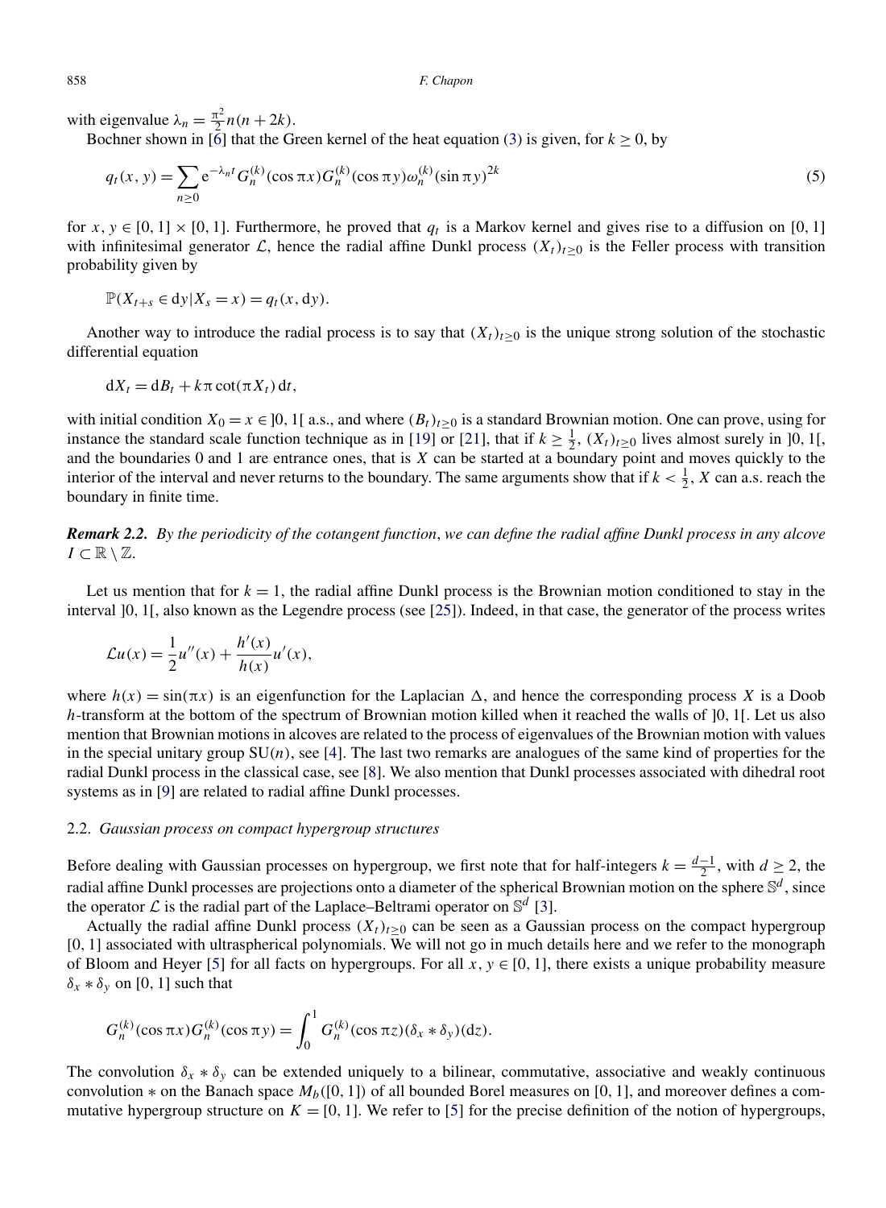with eigenvalue $\lambda_n = \frac{\pi^2}{2} n(n+2k)$.

Bochner shown in [6] that the Green kernel of the heat equation (3) is given, for $k \geq 0$, by

$$q_t(x,y) = \sum_{n \geq 0} \mathrm{e}^{-\lambda_n t} G_n^{(k)}(\cos \pi x) G_n^{(k)}(\cos \pi y) \omega_n^{(k)} (\sin \pi y)^{2k} \tag{5}$$

for $x, y \in [0,1] \times [0,1]$. Furthermore, he proved that $q_t$ is a Markov kernel and gives rise to a diffusion on $[0,1]$ with infinitesimal generator $\mathcal{L}$, hence the radial affine Dunkl process $(X_t)_{t \geq 0}$ is the Feller process with transition probability given by

$$\mathbb{P}(X_{t+s} \in \mathrm{d}y | X_s = x) = q_t(x, \mathrm{d}y).$$

Another way to introduce the radial process is to say that $(X_t)_{t \geq 0}$ is the unique strong solution of the stochastic differential equation

$$\mathrm{d}X_t = \mathrm{d}B_t + k\pi \cot(\pi X_t)\,\mathrm{d}t,$$

with initial condition $X_0 = x \in ]0,1[$ a.s., and where $(B_t)_{t \geq 0}$ is a standard Brownian motion. One can prove, using for instance the standard scale function technique as in [19] or [21], that if $k \geq \frac{1}{2}$, $(X_t)_{t \geq 0}$ lives almost surely in $]0,1[$, and the boundaries 0 and 1 are entrance ones, that is $X$ can be started at a boundary point and moves quickly to the interior of the interval and never returns to the boundary. The same arguments show that if $k < \frac{1}{2}$, $X$ can a.s. reach the boundary in finite time.

***Remark 2.2.*** *By the periodicity of the cotangent function, we can define the radial affine Dunkl process in any alcove $I \subset \mathbb{R} \setminus \mathbb{Z}$.*

Let us mention that for $k = 1$, the radial affine Dunkl process is the Brownian motion conditioned to stay in the interval $]0,1[$, also known as the Legendre process (see [25]). Indeed, in that case, the generator of the process writes

$$\mathcal{L}u(x) = \frac{1}{2}u''(x) + \frac{h'(x)}{h(x)}u'(x),$$

where $h(x) = \sin(\pi x)$ is an eigenfunction for the Laplacian $\Delta$, and hence the corresponding process $X$ is a Doob $h$-transform at the bottom of the spectrum of Brownian motion killed when it reached the walls of $]0,1[$. Let us also mention that Brownian motions in alcoves are related to the process of eigenvalues of the Brownian motion with values in the special unitary group $\mathrm{SU}(n)$, see [4]. The last two remarks are analogues of the same kind of properties for the radial Dunkl process in the classical case, see [8]. We also mention that Dunkl processes associated with dihedral root systems as in [9] are related to radial affine Dunkl processes.

## 2.2. *Gaussian process on compact hypergroup structures*

Before dealing with Gaussian processes on hypergroup, we first note that for half-integers $k = \frac{d-1}{2}$, with $d \geq 2$, the radial affine Dunkl processes are projections onto a diameter of the spherical Brownian motion on the sphere $\mathbb{S}^d$, since the operator $\mathcal{L}$ is the radial part of the Laplace–Beltrami operator on $\mathbb{S}^d$ [3].

Actually the radial affine Dunkl process $(X_t)_{t \geq 0}$ can be seen as a Gaussian process on the compact hypergroup $[0,1]$ associated with ultraspherical polynomials. We will not go in much details here and we refer to the monograph of Bloom and Heyer [5] for all facts on hypergroups. For all $x, y \in [0,1]$, there exists a unique probability measure $\delta_x * \delta_y$ on $[0,1]$ such that

$$G_n^{(k)}(\cos \pi x) G_n^{(k)}(\cos \pi y) = \int_0^1 G_n^{(k)}(\cos \pi z)(\delta_x * \delta_y)(\mathrm{d}z).$$

The convolution $\delta_x * \delta_y$ can be extended uniquely to a bilinear, commutative, associative and weakly continuous convolution $*$ on the Banach space $M_b([0,1])$ of all bounded Borel measures on $[0,1]$, and moreover defines a commutative hypergroup structure on $K = [0,1]$. We refer to [5] for the precise definition of the notion of hypergroups,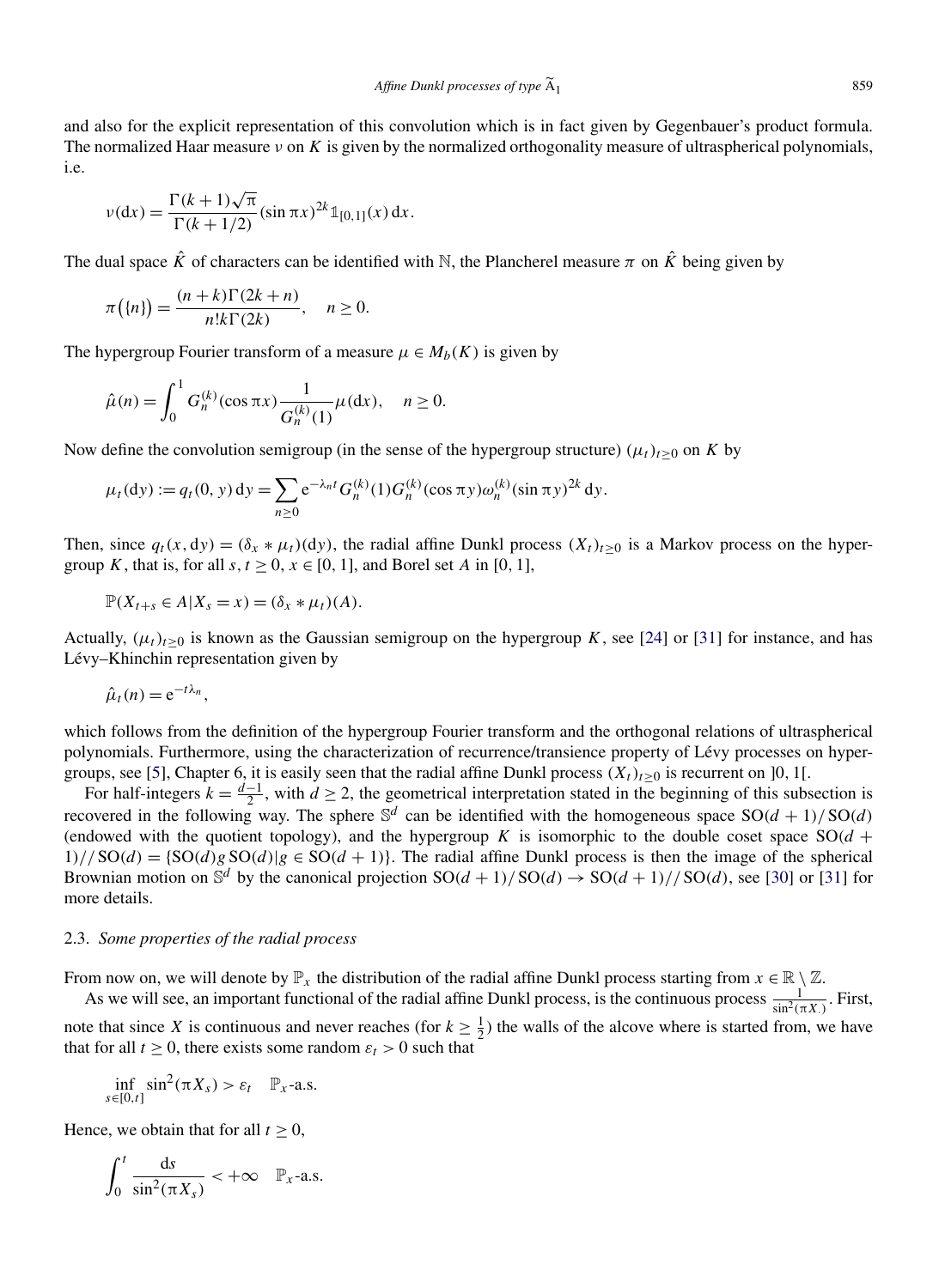and also for the explicit representation of this convolution which is in fact given by Gegenbauer's product formula. The normalized Haar measure $\nu$ on $K$ is given by the normalized orthogonality measure of ultraspherical polynomials, i.e.

$$\nu(\mathrm{d}x) = \frac{\Gamma(k+1)\sqrt{\pi}}{\Gamma(k+1/2)} (\sin \pi x)^{2k} \mathbb{1}_{[0,1]}(x)\,\mathrm{d}x.$$

The dual space $\hat{K}$ of characters can be identified with $\mathbb{N}$, the Plancherel measure $\pi$ on $\hat{K}$ being given by

$$\pi\big(\{n\}\big) = \frac{(n+k)\Gamma(2k+n)}{n!k\Gamma(2k)}, \quad n \geq 0.$$

The hypergroup Fourier transform of a measure $\mu \in M_b(K)$ is given by

$$\hat{\mu}(n) = \int_0^1 G_n^{(k)}(\cos \pi x) \frac{1}{G_n^{(k)}(1)} \mu(\mathrm{d}x), \quad n \geq 0.$$

Now define the convolution semigroup (in the sense of the hypergroup structure) $(\mu_t)_{t\geq 0}$ on $K$ by

$$\mu_t(\mathrm{d}y) := q_t(0,y)\,\mathrm{d}y = \sum_{n\geq 0} \mathrm{e}^{-\lambda_n t} G_n^{(k)}(1) G_n^{(k)}(\cos \pi y) \omega_n^{(k)} (\sin \pi y)^{2k}\,\mathrm{d}y.$$

Then, since $q_t(x,\mathrm{d}y) = (\delta_x * \mu_t)(\mathrm{d}y)$, the radial affine Dunkl process $(X_t)_{t\geq 0}$ is a Markov process on the hypergroup $K$, that is, for all $s,t \geq 0$, $x \in [0,1]$, and Borel set $A$ in $[0,1]$,

$$\mathbb{P}(X_{t+s} \in A | X_s = x) = (\delta_x * \mu_t)(A).$$

Actually, $(\mu_t)_{t\geq 0}$ is known as the Gaussian semigroup on the hypergroup $K$, see [24] or [31] for instance, and has Lévy–Khinchin representation given by

$$\hat{\mu}_t(n) = \mathrm{e}^{-t\lambda_n},$$

which follows from the definition of the hypergroup Fourier transform and the orthogonal relations of ultraspherical polynomials. Furthermore, using the characterization of recurrence/transience property of Lévy processes on hypergroups, see [5], Chapter 6, it is easily seen that the radial affine Dunkl process $(X_t)_{t\geq 0}$ is recurrent on $]0,1[$.

For half-integers $k = \frac{d-1}{2}$, with $d \geq 2$, the geometrical interpretation stated in the beginning of this subsection is recovered in the following way. The sphere $\mathbb{S}^d$ can be identified with the homogeneous space $\mathrm{SO}(d+1)/\mathrm{SO}(d)$ (endowed with the quotient topology), and the hypergroup $K$ is isomorphic to the double coset space $\mathrm{SO}(d+1)//\mathrm{SO}(d) = \{\mathrm{SO}(d) g\, \mathrm{SO}(d) | g \in \mathrm{SO}(d+1)\}$. The radial affine Dunkl process is then the image of the spherical Brownian motion on $\mathbb{S}^d$ by the canonical projection $\mathrm{SO}(d+1)/\mathrm{SO}(d) \to \mathrm{SO}(d+1)//\mathrm{SO}(d)$, see [30] or [31] for more details.

### 2.3. *Some properties of the radial process*

From now on, we will denote by $\mathbb{P}_x$ the distribution of the radial affine Dunkl process starting from $x \in \mathbb{R}\setminus\mathbb{Z}$.

As we will see, an important functional of the radial affine Dunkl process, is the continuous process $\frac{1}{\sin^2(\pi X_\cdot)}$. First, note that since $X$ is continuous and never reaches (for $k \geq \frac{1}{2}$) the walls of the alcove where is started from, we have that for all $t \geq 0$, there exists some random $\varepsilon_t > 0$ such that

$$\inf_{s\in[0,t]} \sin^2(\pi X_s) > \varepsilon_t \quad \mathbb{P}_x\text{-a.s.}$$

Hence, we obtain that for all $t \geq 0$,

$$\int_0^t \frac{\mathrm{d}s}{\sin^2(\pi X_s)} < +\infty \quad \mathbb{P}_x\text{-a.s.}$$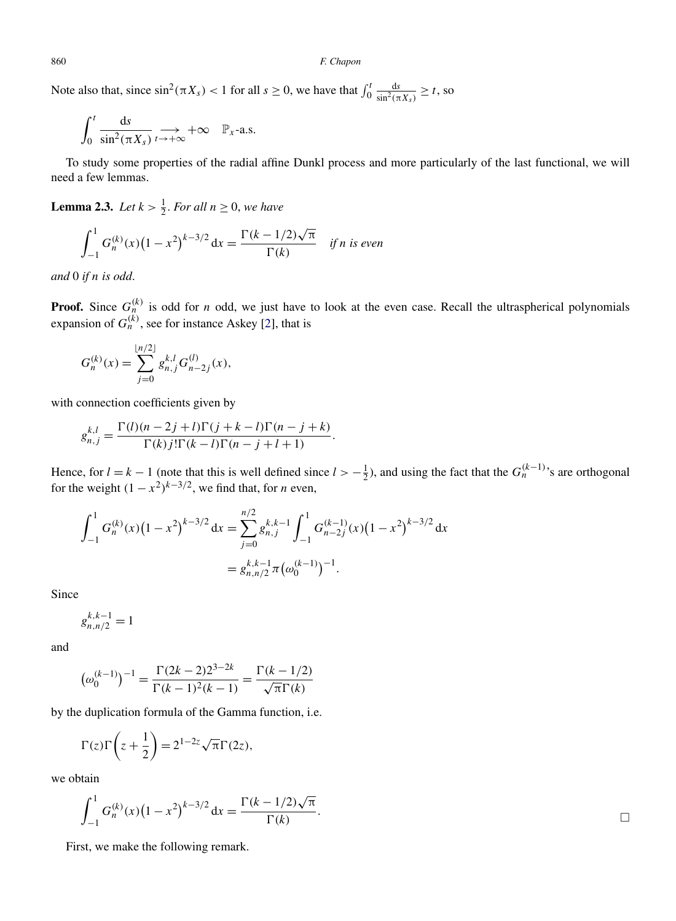Note also that, since $\sin^2(\pi X_s) < 1$ for all $s \geq 0$, we have that $\int_0^t \frac{\mathrm{d}s}{\sin^2(\pi X_s)} \geq t$, so

$$\int_0^t \frac{\mathrm{d}s}{\sin^2(\pi X_s)} \underset{t \to +\infty}{\longrightarrow} +\infty \quad \mathbb{P}_x\text{-a.s.}$$

To study some properties of the radial affine Dunkl process and more particularly of the last functional, we will need a few lemmas.

**Lemma 2.3.** *Let $k > \frac{1}{2}$. For all $n \geq 0$, we have*

$$\int_{-1}^{1} G_n^{(k)}(x)\left(1 - x^2\right)^{k-3/2} \mathrm{d}x = \frac{\Gamma(k - 1/2)\sqrt{\pi}}{\Gamma(k)} \quad \textit{if } n \textit{ is even}$$

*and* 0 *if $n$ is odd.*

**Proof.** Since $G_n^{(k)}$ is odd for $n$ odd, we just have to look at the even case. Recall the ultraspherical polynomials expansion of $G_n^{(k)}$, see for instance Askey [2], that is

$$G_n^{(k)}(x) = \sum_{j=0}^{\lfloor n/2 \rfloor} g_{n,j}^{k,l} G_{n-2j}^{(l)}(x),$$

with connection coefficients given by

$$g_{n,j}^{k,l} = \frac{\Gamma(l)(n - 2j + l)\Gamma(j + k - l)\Gamma(n - j + k)}{\Gamma(k) j! \Gamma(k - l)\Gamma(n - j + l + 1)}.$$

Hence, for $l = k - 1$ (note that this is well defined since $l > -\frac{1}{2}$), and using the fact that the $G_n^{(k-1)}$'s are orthogonal for the weight $(1 - x^2)^{k-3/2}$, we find that, for $n$ even,

$$\begin{aligned}
\int_{-1}^{1} G_n^{(k)}(x)\left(1 - x^2\right)^{k-3/2} \mathrm{d}x &= \sum_{j=0}^{n/2} g_{n,j}^{k,k-1} \int_{-1}^{1} G_{n-2j}^{(k-1)}(x)\left(1 - x^2\right)^{k-3/2} \mathrm{d}x \\
&= g_{n,n/2}^{k,k-1} \pi \left(\omega_0^{(k-1)}\right)^{-1}.
\end{aligned}$$

Since

$$g_{n,n/2}^{k,k-1} = 1$$

and

$$\left(\omega_0^{(k-1)}\right)^{-1} = \frac{\Gamma(2k - 2)2^{3-2k}}{\Gamma(k - 1)^2(k - 1)} = \frac{\Gamma(k - 1/2)}{\sqrt{\pi}\Gamma(k)}$$

by the duplication formula of the Gamma function, i.e.

$$\Gamma(z)\Gamma\left(z + \frac{1}{2}\right) = 2^{1-2z}\sqrt{\pi}\Gamma(2z),$$

we obtain

$$\int_{-1}^{1} G_n^{(k)}(x)\left(1 - x^2\right)^{k-3/2} \mathrm{d}x = \frac{\Gamma(k - 1/2)\sqrt{\pi}}{\Gamma(k)}. \qquad \square$$

First, we make the following remark.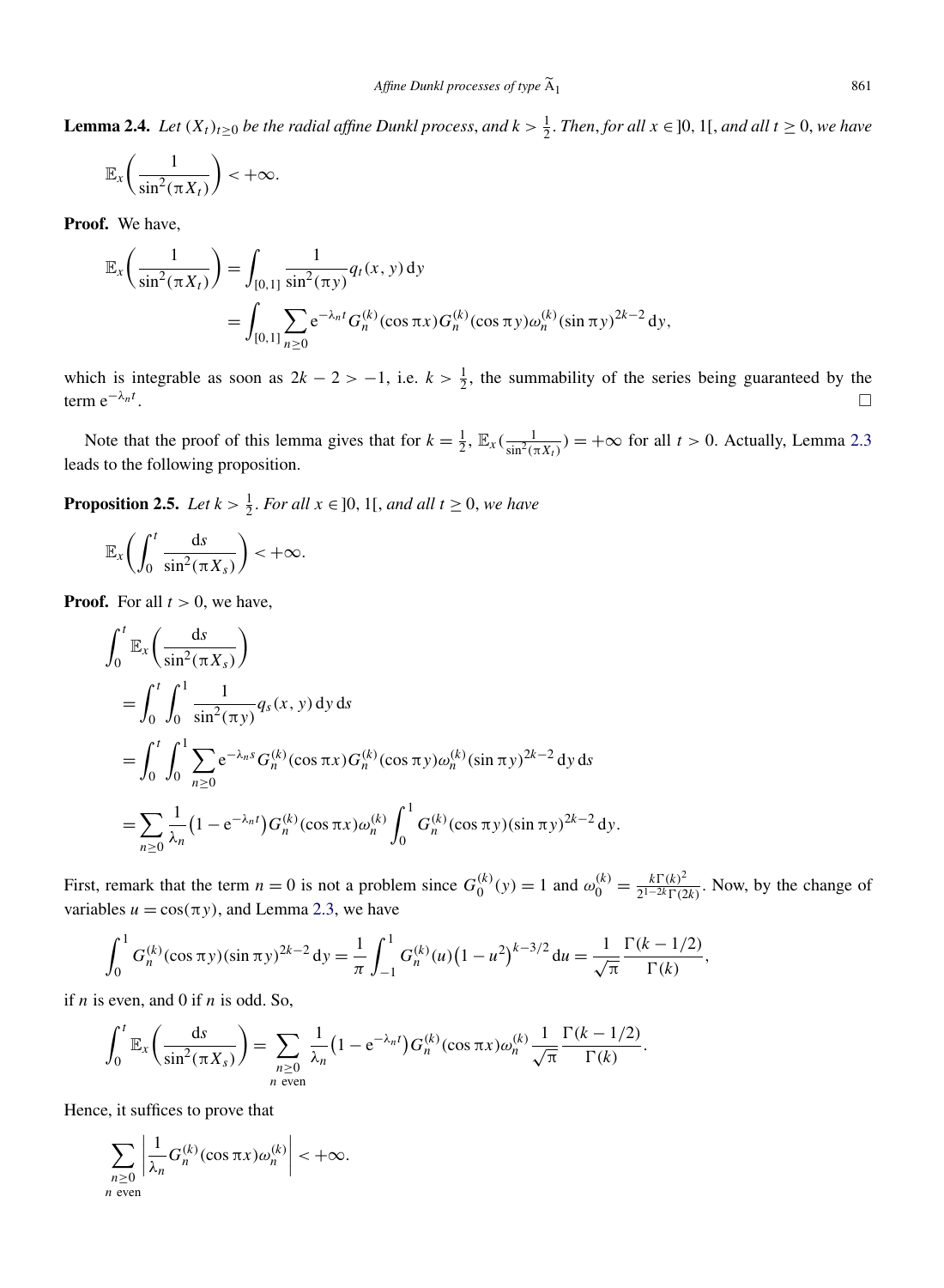**Lemma 2.4.** *Let $(X_t)_{t\geq 0}$ be the radial affine Dunkl process, and $k > \frac{1}{2}$. Then, for all $x \in ]0,1[$, and all $t \geq 0$, we have*

$$\mathbb{E}_x\left(\frac{1}{\sin^2(\pi X_t)}\right) < +\infty.$$

**Proof.** We have,

$$\begin{aligned}
\mathbb{E}_x\left(\frac{1}{\sin^2(\pi X_t)}\right) &= \int_{[0,1]} \frac{1}{\sin^2(\pi y)} q_t(x,y)\,\mathrm{d}y \\
&= \int_{[0,1]} \sum_{n\geq 0} \mathrm{e}^{-\lambda_n t} G_n^{(k)}(\cos \pi x) G_n^{(k)}(\cos \pi y) \omega_n^{(k)} (\sin \pi y)^{2k-2}\,\mathrm{d}y,
\end{aligned}$$

which is integrable as soon as $2k - 2 > -1$, i.e. $k > \frac{1}{2}$, the summability of the series being guaranteed by the term $\mathrm{e}^{-\lambda_n t}$. $\square$

Note that the proof of this lemma gives that for $k = \frac{1}{2}$, $\mathbb{E}_x(\frac{1}{\sin^2(\pi X_t)}) = +\infty$ for all $t > 0$. Actually, Lemma 2.3 leads to the following proposition.

**Proposition 2.5.** *Let $k > \frac{1}{2}$. For all $x \in ]0,1[$, and all $t \geq 0$, we have*

$$\mathbb{E}_x\left(\int_0^t \frac{\mathrm{d}s}{\sin^2(\pi X_s)}\right) < +\infty.$$

**Proof.** For all $t > 0$, we have,

$$\begin{aligned}
&\int_0^t \mathbb{E}_x\left(\frac{\mathrm{d}s}{\sin^2(\pi X_s)}\right) \\
&\quad = \int_0^t \int_0^1 \frac{1}{\sin^2(\pi y)} q_s(x,y)\,\mathrm{d}y\,\mathrm{d}s \\
&\quad = \int_0^t \int_0^1 \sum_{n\geq 0} \mathrm{e}^{-\lambda_n s} G_n^{(k)}(\cos \pi x) G_n^{(k)}(\cos \pi y) \omega_n^{(k)} (\sin \pi y)^{2k-2}\,\mathrm{d}y\,\mathrm{d}s \\
&\quad = \sum_{n\geq 0} \frac{1}{\lambda_n}\left(1 - \mathrm{e}^{-\lambda_n t}\right) G_n^{(k)}(\cos \pi x) \omega_n^{(k)} \int_0^1 G_n^{(k)}(\cos \pi y)(\sin \pi y)^{2k-2}\,\mathrm{d}y.
\end{aligned}$$

First, remark that the term $n = 0$ is not a problem since $G_0^{(k)}(y) = 1$ and $\omega_0^{(k)} = \frac{k\Gamma(k)^2}{2^{1-2k}\Gamma(2k)}$. Now, by the change of variables $u = \cos(\pi y)$, and Lemma 2.3, we have

$$\int_0^1 G_n^{(k)}(\cos \pi y)(\sin \pi y)^{2k-2}\,\mathrm{d}y = \frac{1}{\pi}\int_{-1}^1 G_n^{(k)}(u)\left(1-u^2\right)^{k-3/2}\,\mathrm{d}u = \frac{1}{\sqrt{\pi}} \frac{\Gamma(k-1/2)}{\Gamma(k)},$$

if $n$ is even, and 0 if $n$ is odd. So,

$$\int_0^t \mathbb{E}_x\left(\frac{\mathrm{d}s}{\sin^2(\pi X_s)}\right) = \sum_{\substack{n\geq 0 \\ n \text{ even}}} \frac{1}{\lambda_n}\left(1 - \mathrm{e}^{-\lambda_n t}\right) G_n^{(k)}(\cos \pi x) \omega_n^{(k)} \frac{1}{\sqrt{\pi}} \frac{\Gamma(k-1/2)}{\Gamma(k)}.$$

Hence, it suffices to prove that

$$\sum_{\substack{n\geq 0 \\ n \text{ even}}} \left| \frac{1}{\lambda_n} G_n^{(k)}(\cos \pi x) \omega_n^{(k)} \right| < +\infty.$$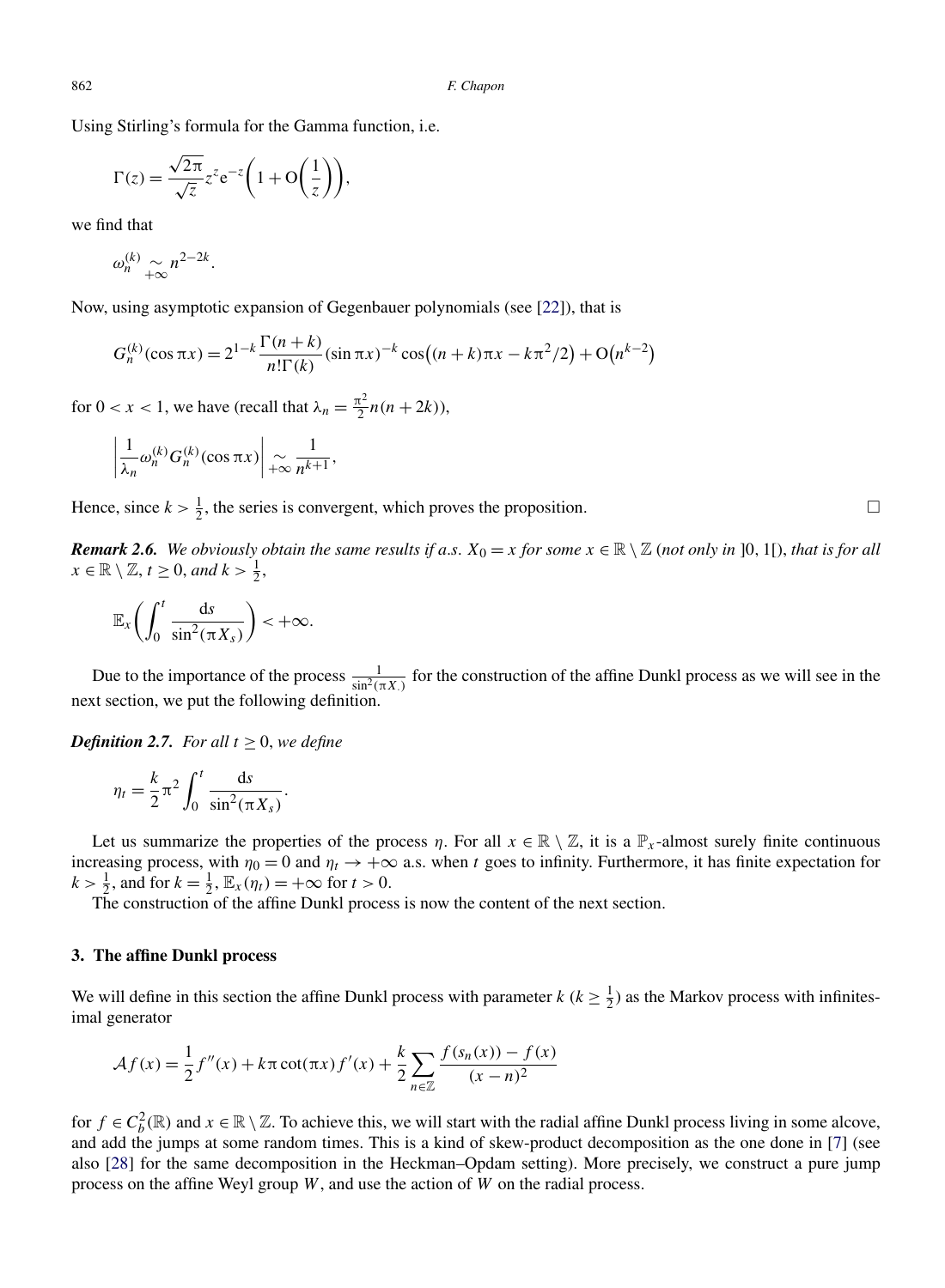Using Stirling's formula for the Gamma function, i.e.

$$\Gamma(z) = \frac{\sqrt{2\pi}}{\sqrt{z}} z^z \mathrm{e}^{-z}\left(1 + \mathrm{O}\left(\frac{1}{z}\right)\right),$$

we find that

$$\omega_n^{(k)} \underset{+\infty}{\sim} n^{2-2k}.$$

Now, using asymptotic expansion of Gegenbauer polynomials (see [22]), that is

$$G_n^{(k)}(\cos \pi x) = 2^{1-k} \frac{\Gamma(n+k)}{n!\Gamma(k)} (\sin \pi x)^{-k} \cos\bigl((n+k)\pi x - k\pi^2/2\bigr) + \mathrm{O}\bigl(n^{k-2}\bigr)$$

for $0 < x < 1$, we have (recall that $\lambda_n = \frac{\pi^2}{2} n(n+2k)$),

$$\left| \frac{1}{\lambda_n} \omega_n^{(k)} G_n^{(k)}(\cos \pi x) \right| \underset{+\infty}{\sim} \frac{1}{n^{k+1}},$$

Hence, since $k > \frac{1}{2}$, the series is convergent, which proves the proposition. □

***Remark 2.6.*** *We obviously obtain the same results if a.s. $X_0 = x$ for some $x \in \mathbb{R} \setminus \mathbb{Z}$ (not only in $]0, 1[$), that is for all $x \in \mathbb{R} \setminus \mathbb{Z}$, $t \geq 0$, and $k > \frac{1}{2}$,*

$$\mathbb{E}_x\left(\int_0^t \frac{\mathrm{d}s}{\sin^2(\pi X_s)}\right) < +\infty.$$

Due to the importance of the process $\frac{1}{\sin^2(\pi X_\cdot)}$ for the construction of the affine Dunkl process as we will see in the next section, we put the following definition.

***Definition 2.7.*** *For all $t \geq 0$, we define*

$$\eta_t = \frac{k}{2}\pi^2 \int_0^t \frac{\mathrm{d}s}{\sin^2(\pi X_s)}.$$

Let us summarize the properties of the process $\eta$. For all $x \in \mathbb{R} \setminus \mathbb{Z}$, it is a $\mathbb{P}_x$-almost surely finite continuous increasing process, with $\eta_0 = 0$ and $\eta_t \to +\infty$ a.s. when $t$ goes to infinity. Furthermore, it has finite expectation for $k > \frac{1}{2}$, and for $k = \frac{1}{2}$, $\mathbb{E}_x(\eta_t) = +\infty$ for $t > 0$.

The construction of the affine Dunkl process is now the content of the next section.

## 3. The affine Dunkl process

We will define in this section the affine Dunkl process with parameter $k$ ($k \geq \frac{1}{2}$) as the Markov process with infinitesimal generator

$$\mathcal{A}f(x) = \frac{1}{2} f''(x) + k\pi \cot(\pi x) f'(x) + \frac{k}{2} \sum_{n \in \mathbb{Z}} \frac{f(s_n(x)) - f(x)}{(x-n)^2}$$

for $f \in C_b^2(\mathbb{R})$ and $x \in \mathbb{R} \setminus \mathbb{Z}$. To achieve this, we will start with the radial affine Dunkl process living in some alcove, and add the jumps at some random times. This is a kind of skew-product decomposition as the one done in [7] (see also [28] for the same decomposition in the Heckman–Opdam setting). More precisely, we construct a pure jump process on the affine Weyl group $W$, and use the action of $W$ on the radial process.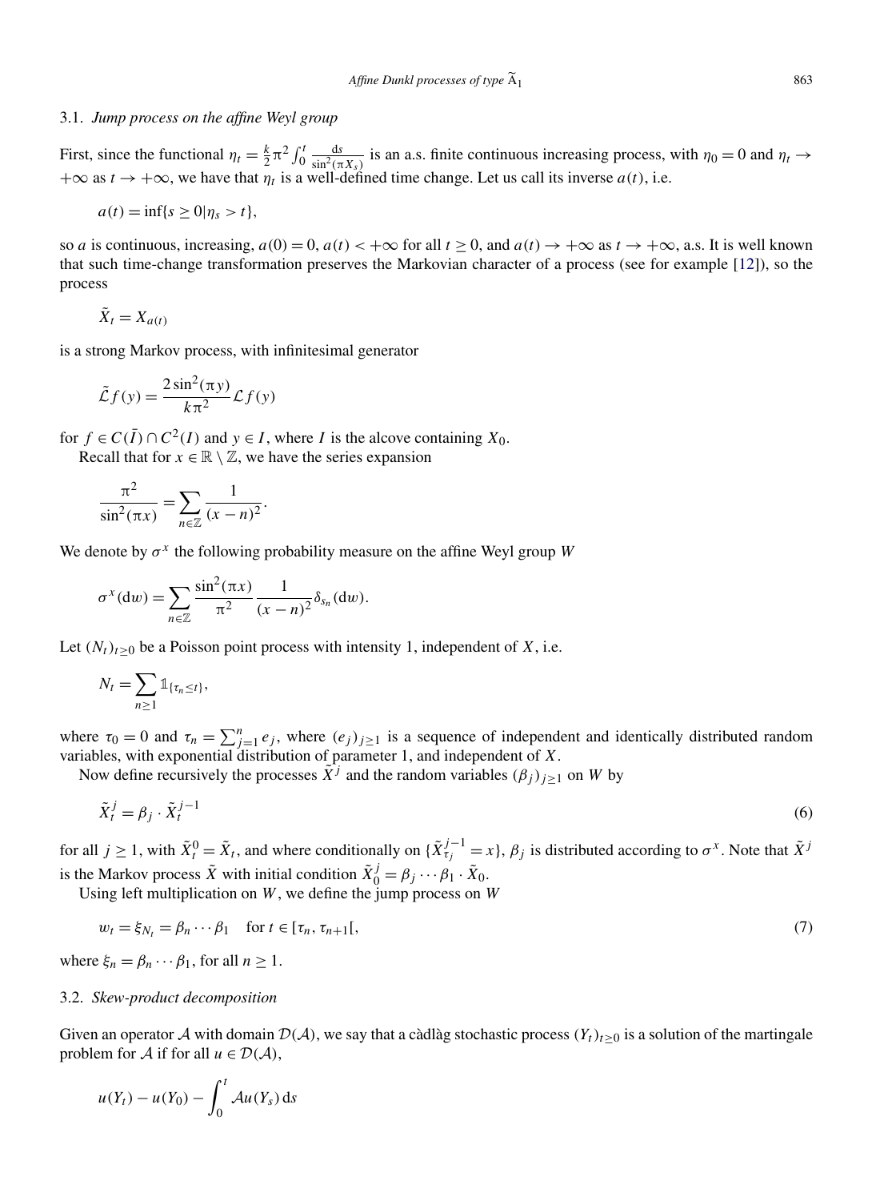### 3.1. *Jump process on the affine Weyl group*

First, since the functional $\eta_t = \frac{k}{2}\pi^2 \int_0^t \frac{\mathrm{d}s}{\sin^2(\pi X_s)}$ is an a.s. finite continuous increasing process, with $\eta_0 = 0$ and $\eta_t \to +\infty$ as $t \to +\infty$, we have that $\eta_t$ is a well-defined time change. Let us call its inverse $a(t)$, i.e.

$$a(t) = \inf\{s \geq 0 | \eta_s > t\},$$

so $a$ is continuous, increasing, $a(0) = 0$, $a(t) < +\infty$ for all $t \geq 0$, and $a(t) \to +\infty$ as $t \to +\infty$, a.s. It is well known that such time-change transformation preserves the Markovian character of a process (see for example [12]), so the process

$$\tilde{X}_t = X_{a(t)}$$

is a strong Markov process, with infinitesimal generator

$$\tilde{\mathcal{L}} f(y) = \frac{2\sin^2(\pi y)}{k\pi^2} \mathcal{L} f(y)$$

for $f \in C(\bar{I}) \cap C^2(I)$ and $y \in I$, where $I$ is the alcove containing $X_0$.

Recall that for $x \in \mathbb{R} \setminus \mathbb{Z}$, we have the series expansion

$$\frac{\pi^2}{\sin^2(\pi x)} = \sum_{n \in \mathbb{Z}} \frac{1}{(x-n)^2}.$$

We denote by $\sigma^x$ the following probability measure on the affine Weyl group $W$

$$\sigma^x(\mathrm{d}w) = \sum_{n \in \mathbb{Z}} \frac{\sin^2(\pi x)}{\pi^2} \frac{1}{(x-n)^2} \delta_{s_n}(\mathrm{d}w).$$

Let $(N_t)_{t \geq 0}$ be a Poisson point process with intensity 1, independent of $X$, i.e.

$$N_t = \sum_{n \geq 1} \mathbb{1}_{\{\tau_n \leq t\}},$$

where $\tau_0 = 0$ and $\tau_n = \sum_{j=1}^n e_j$, where $(e_j)_{j \geq 1}$ is a sequence of independent and identically distributed random variables, with exponential distribution of parameter 1, and independent of $X$.

Now define recursively the processes $\tilde{X}^j$ and the random variables $(\beta_j)_{j \geq 1}$ on $W$ by

$$\tilde{X}_t^j = \beta_j \cdot \tilde{X}_t^{j-1} \tag{6}$$

for all $j \geq 1$, with $\tilde{X}_t^0 = \tilde{X}_t$, and where conditionally on $\{\tilde{X}_{\tau_j}^{j-1} = x\}$, $\beta_j$ is distributed according to $\sigma^x$. Note that $\tilde{X}^j$ is the Markov process $\tilde{X}$ with initial condition $\tilde{X}_0^j = \beta_j \cdots \beta_1 \cdot \tilde{X}_0$.

Using left multiplication on $W$, we define the jump process on $W$

$$w_t = \xi_{N_t} = \beta_n \cdots \beta_1 \quad \text{for } t \in [\tau_n, \tau_{n+1}[, \tag{7}$$

where $\xi_n = \beta_n \cdots \beta_1$, for all $n \geq 1$.

### 3.2. *Skew-product decomposition*

Given an operator $\mathcal{A}$ with domain $\mathcal{D}(\mathcal{A})$, we say that a càdlàg stochastic process $(Y_t)_{t \geq 0}$ is a solution of the martingale problem for $\mathcal{A}$ if for all $u \in \mathcal{D}(\mathcal{A})$,

$$u(Y_t) - u(Y_0) - \int_0^t \mathcal{A}u(Y_s)\,\mathrm{d}s$$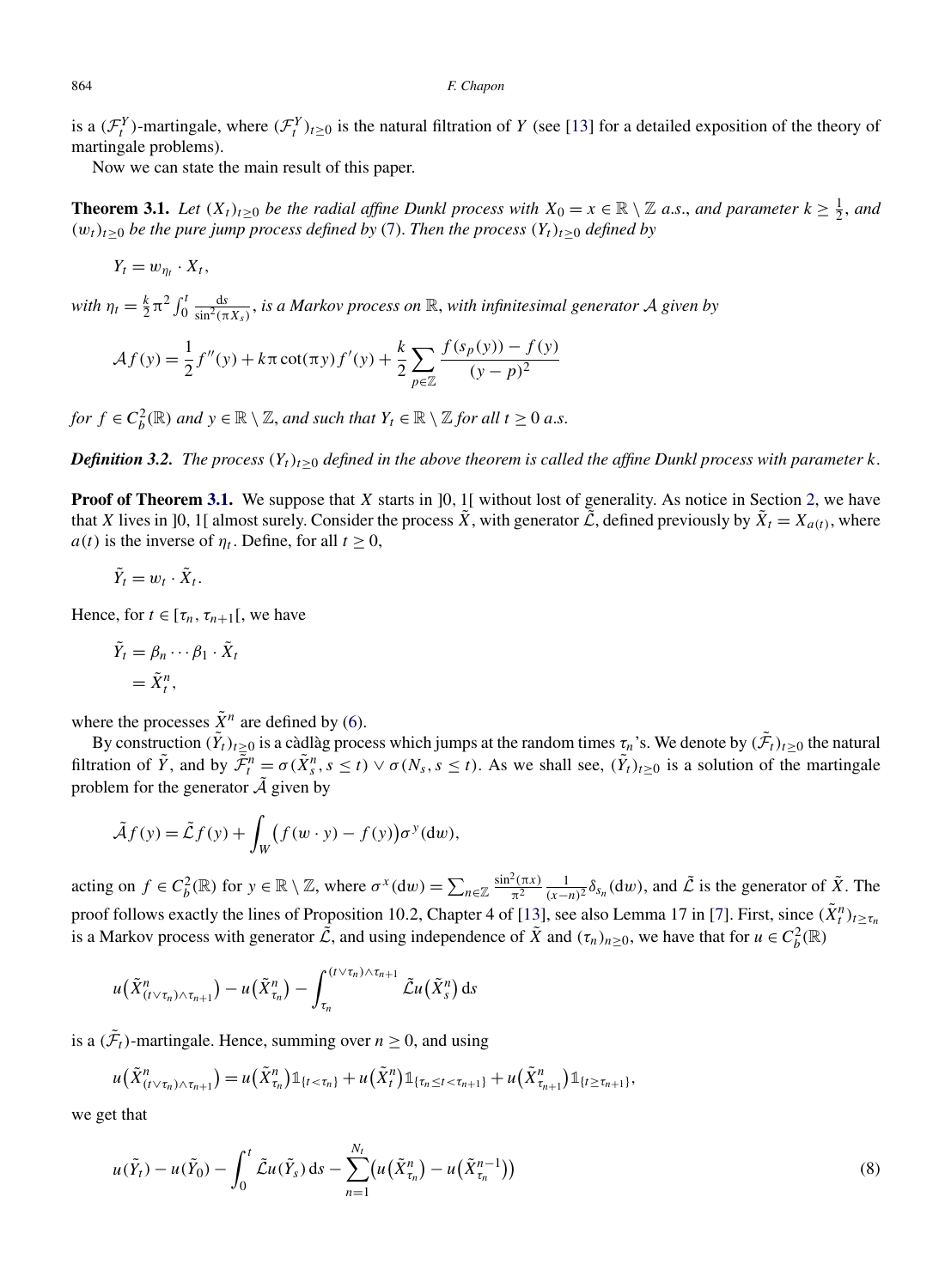is a $(\mathcal{F}_t^Y)$-martingale, where $(\mathcal{F}_t^Y)_{t\geq 0}$ is the natural filtration of $Y$ (see [13] for a detailed exposition of the theory of martingale problems).

Now we can state the main result of this paper.

**Theorem 3.1.** *Let $(X_t)_{t\geq 0}$ be the radial affine Dunkl process with $X_0 = x \in \mathbb{R}\setminus\mathbb{Z}$ a.s., and parameter $k \geq \frac{1}{2}$, and $(w_t)_{t\geq 0}$ be the pure jump process defined by (7). Then the process $(Y_t)_{t\geq 0}$ defined by*

$$Y_t = w_{\eta_t}\cdot X_t,$$

*with $\eta_t = \frac{k}{2}\pi^2\int_0^t \frac{\mathrm{d}s}{\sin^2(\pi X_s)}$, is a Markov process on $\mathbb{R}$, with infinitesimal generator $\mathcal{A}$ given by*

$$\mathcal{A}f(y) = \frac{1}{2}f''(y) + k\pi\cot(\pi y)f'(y) + \frac{k}{2}\sum_{p\in\mathbb{Z}}\frac{f(s_p(y)) - f(y)}{(y-p)^2}$$

*for $f\in C_b^2(\mathbb{R})$ and $y\in\mathbb{R}\setminus\mathbb{Z}$, and such that $Y_t\in\mathbb{R}\setminus\mathbb{Z}$ for all $t\geq 0$ a.s.*

***Definition 3.2.*** *The process $(Y_t)_{t\geq 0}$ defined in the above theorem is called the affine Dunkl process with parameter $k$.*

**Proof of Theorem 3.1.** We suppose that $X$ starts in $]0,1[$ without lost of generality. As notice in Section 2, we have that $X$ lives in $]0,1[$ almost surely. Consider the process $\tilde{X}$, with generator $\tilde{\mathcal{L}}$, defined previously by $\tilde{X}_t = X_{a(t)}$, where $a(t)$ is the inverse of $\eta_t$. Define, for all $t\geq 0$,

$$\tilde{Y}_t = w_t\cdot\tilde{X}_t.$$

Hence, for $t\in[\tau_n,\tau_{n+1}[$, we have

$$\begin{aligned}\tilde{Y}_t &= \beta_n\cdots\beta_1\cdot\tilde{X}_t\\ &= \tilde{X}_t^n,\end{aligned}$$

where the processes $\tilde{X}^n$ are defined by (6).

By construction $(\tilde{Y}_t)_{t\geq 0}$ is a càdlàg process which jumps at the random times $\tau_n$'s. We denote by $(\tilde{\mathcal{F}}_t)_{t\geq 0}$ the natural filtration of $\tilde{Y}$, and by $\tilde{\mathcal{F}}_t^n = \sigma(\tilde{X}_s^n, s\leq t)\vee\sigma(N_s, s\leq t)$. As we shall see, $(\tilde{Y}_t)_{t\geq 0}$ is a solution of the martingale problem for the generator $\tilde{\mathcal{A}}$ given by

$$\tilde{\mathcal{A}}f(y) = \tilde{\mathcal{L}}f(y) + \int_W\big(f(w\cdot y) - f(y)\big)\sigma^y(\mathrm{d}w),$$

acting on $f\in C_b^2(\mathbb{R})$ for $y\in\mathbb{R}\setminus\mathbb{Z}$, where $\sigma^x(\mathrm{d}w) = \sum_{n\in\mathbb{Z}}\frac{\sin^2(\pi x)}{\pi^2}\frac{1}{(x-n)^2}\delta_{s_n}(\mathrm{d}w)$, and $\tilde{\mathcal{L}}$ is the generator of $\tilde{X}$. The proof follows exactly the lines of Proposition 10.2, Chapter 4 of [13], see also Lemma 17 in [7]. First, since $(\tilde{X}_t^n)_{t\geq\tau_n}$ is a Markov process with generator $\tilde{\mathcal{L}}$, and using independence of $\tilde{X}$ and $(\tau_n)_{n\geq 0}$, we have that for $u\in C_b^2(\mathbb{R})$

$$u\big(\tilde{X}^n_{(t\vee\tau_n)\wedge\tau_{n+1}}\big) - u\big(\tilde{X}^n_{\tau_n}\big) - \int_{\tau_n}^{(t\vee\tau_n)\wedge\tau_{n+1}}\tilde{\mathcal{L}}u\big(\tilde{X}_s^n\big)\,\mathrm{d}s$$

is a $(\tilde{\mathcal{F}}_t)$-martingale. Hence, summing over $n\geq 0$, and using

$$u\big(\tilde{X}^n_{(t\vee\tau_n)\wedge\tau_{n+1}}\big) = u\big(\tilde{X}^n_{\tau_n}\big)\mathbb{1}_{\{t<\tau_n\}} + u\big(\tilde{X}^n_t\big)\mathbb{1}_{\{\tau_n\leq t<\tau_{n+1}\}} + u\big(\tilde{X}^n_{\tau_{n+1}}\big)\mathbb{1}_{\{t\geq\tau_{n+1}\}},$$

we get that

$$u(\tilde{Y}_t) - u(\tilde{Y}_0) - \int_0^t\tilde{\mathcal{L}}u(\tilde{Y}_s)\,\mathrm{d}s - \sum_{n=1}^{N_t}\big(u\big(\tilde{X}^n_{\tau_n}\big) - u\big(\tilde{X}^{n-1}_{\tau_n}\big)\big) \tag{8}$$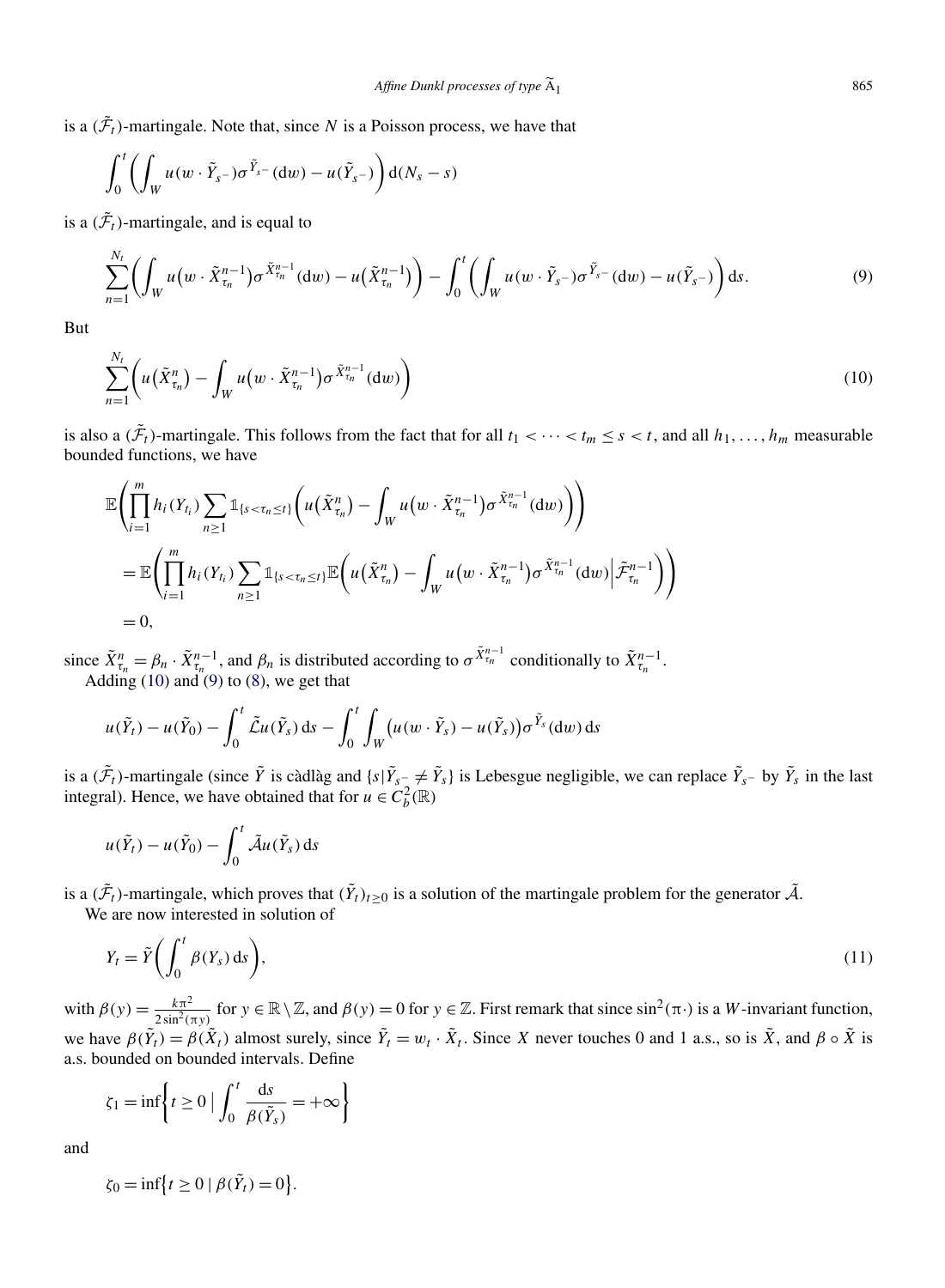is a $(\tilde{\mathcal{F}}_t)$-martingale. Note that, since $N$ is a Poisson process, we have that

$$\int_0^t \left( \int_W u(w \cdot \tilde{Y}_{s^-}) \sigma^{\tilde{Y}_{s^-}}(\mathrm{d}w) - u(\tilde{Y}_{s^-}) \right) \mathrm{d}(N_s - s)$$

is a $(\tilde{\mathcal{F}}_t)$-martingale, and is equal to

$$\sum_{n=1}^{N_t} \left( \int_W u\big(w \cdot \tilde{X}^{n-1}_{\tau_n}\big) \sigma^{\tilde{X}^{n-1}_{\tau_n}}(\mathrm{d}w) - u\big(\tilde{X}^{n-1}_{\tau_n}\big) \right) - \int_0^t \left( \int_W u(w \cdot \tilde{Y}_{s^-}) \sigma^{\tilde{Y}_{s^-}}(\mathrm{d}w) - u(\tilde{Y}_{s^-}) \right) \mathrm{d}s. \tag{9}$$

But

$$\sum_{n=1}^{N_t} \left( u\big(\tilde{X}^n_{\tau_n}\big) - \int_W u\big(w \cdot \tilde{X}^{n-1}_{\tau_n}\big) \sigma^{\tilde{X}^{n-1}_{\tau_n}}(\mathrm{d}w) \right) \tag{10}$$

is also a $(\tilde{\mathcal{F}}_t)$-martingale. This follows from the fact that for all $t_1 < \cdots < t_m \le s < t$, and all $h_1, \ldots, h_m$ measurable bounded functions, we have

$$\begin{aligned}
&\mathbb{E}\left( \prod_{i=1}^m h_i(Y_{t_i}) \sum_{n \ge 1} \mathbb{1}_{\{s < \tau_n \le t\}} \left( u\big(\tilde{X}^n_{\tau_n}\big) - \int_W u\big(w \cdot \tilde{X}^{n-1}_{\tau_n}\big) \sigma^{\tilde{X}^{n-1}_{\tau_n}}(\mathrm{d}w) \right) \right) \\
&\quad = \mathbb{E}\left( \prod_{i=1}^m h_i(Y_{t_i}) \sum_{n \ge 1} \mathbb{1}_{\{s < \tau_n \le t\}} \mathbb{E}\left( u\big(\tilde{X}^n_{\tau_n}\big) - \int_W u\big(w \cdot \tilde{X}^{n-1}_{\tau_n}\big) \sigma^{\tilde{X}^{n-1}_{\tau_n}}(\mathrm{d}w) \Big| \tilde{\mathcal{F}}^{n-1}_{\tau_n} \right) \right) \\
&\quad = 0,
\end{aligned}$$

since $\tilde{X}^n_{\tau_n} = \beta_n \cdot \tilde{X}^{n-1}_{\tau_n}$, and $\beta_n$ is distributed according to $\sigma^{\tilde{X}^{n-1}_{\tau_n}}$ conditionally to $\tilde{X}^{n-1}_{\tau_n}$.

Adding (10) and (9) to (8), we get that

$$u(\tilde{Y}_t) - u(\tilde{Y}_0) - \int_0^t \tilde{\mathcal{L}} u(\tilde{Y}_s)\,\mathrm{d}s - \int_0^t \int_W \big(u(w \cdot \tilde{Y}_s) - u(\tilde{Y}_s)\big) \sigma^{\tilde{Y}_s}(\mathrm{d}w)\,\mathrm{d}s$$

is a $(\tilde{\mathcal{F}}_t)$-martingale (since $\tilde{Y}$ is càdlàg and $\{s | \tilde{Y}_{s^-} \ne \tilde{Y}_s\}$ is Lebesgue negligible, we can replace $\tilde{Y}_{s^-}$ by $\tilde{Y}_s$ in the last integral). Hence, we have obtained that for $u \in C_b^2(\mathbb{R})$

$$u(\tilde{Y}_t) - u(\tilde{Y}_0) - \int_0^t \tilde{\mathcal{A}} u(\tilde{Y}_s)\,\mathrm{d}s$$

is a $(\tilde{\mathcal{F}}_t)$-martingale, which proves that $(\tilde{Y}_t)_{t \ge 0}$ is a solution of the martingale problem for the generator $\tilde{\mathcal{A}}$.

We are now interested in solution of

$$Y_t = \tilde{Y}\left( \int_0^t \beta(Y_s)\,\mathrm{d}s \right), \tag{11}$$

with $\beta(y) = \frac{k\pi^2}{2\sin^2(\pi y)}$ for $y \in \mathbb{R} \setminus \mathbb{Z}$, and $\beta(y) = 0$ for $y \in \mathbb{Z}$. First remark that since $\sin^2(\pi \cdot)$ is a $W$-invariant function, we have $\beta(\tilde{Y}_t) = \beta(\tilde{X}_t)$ almost surely, since $\tilde{Y}_t = w_t \cdot \tilde{X}_t$. Since $X$ never touches 0 and 1 a.s., so is $\tilde{X}$, and $\beta \circ \tilde{X}$ is a.s. bounded on bounded intervals. Define

$$\zeta_1 = \inf\left\{ t \ge 0 \;\Big|\; \int_0^t \frac{\mathrm{d}s}{\beta(\tilde{Y}_s)} = +\infty \right\}$$

and

$$\zeta_0 = \inf\big\{ t \ge 0 \mid \beta(\tilde{Y}_t) = 0 \big\}.$$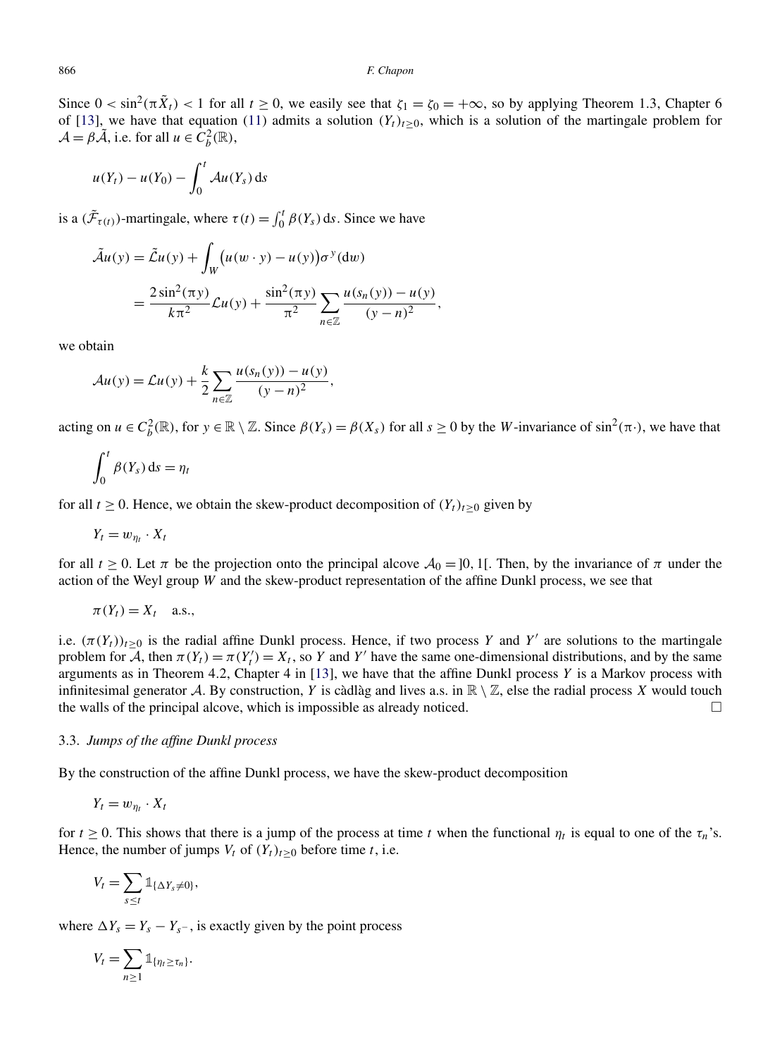Since $0 < \sin^2(\pi \tilde{X}_t) < 1$ for all $t \geq 0$, we easily see that $\zeta_1 = \zeta_0 = +\infty$, so by applying Theorem 1.3, Chapter 6 of [13], we have that equation (11) admits a solution $(Y_t)_{t\geq 0}$, which is a solution of the martingale problem for $\mathcal{A} = \beta \tilde{\mathcal{A}}$, i.e. for all $u \in C_b^2(\mathbb{R})$,

$$u(Y_t) - u(Y_0) - \int_0^t \mathcal{A}u(Y_s)\,\mathrm{d}s$$

is a $(\tilde{\mathcal{F}}_{\tau(t)})$-martingale, where $\tau(t) = \int_0^t \beta(Y_s)\,\mathrm{d}s$. Since we have

$$\begin{aligned}
\tilde{\mathcal{A}}u(y) &= \tilde{\mathcal{L}}u(y) + \int_W \big(u(w \cdot y) - u(y)\big)\sigma^y(\mathrm{d}w) \\
&= \frac{2\sin^2(\pi y)}{k\pi^2}\mathcal{L}u(y) + \frac{\sin^2(\pi y)}{\pi^2}\sum_{n\in\mathbb{Z}} \frac{u(s_n(y)) - u(y)}{(y-n)^2},
\end{aligned}$$

we obtain

$$\mathcal{A}u(y) = \mathcal{L}u(y) + \frac{k}{2}\sum_{n\in\mathbb{Z}} \frac{u(s_n(y)) - u(y)}{(y-n)^2},$$

acting on $u \in C_b^2(\mathbb{R})$, for $y \in \mathbb{R}\setminus\mathbb{Z}$. Since $\beta(Y_s) = \beta(X_s)$ for all $s \geq 0$ by the $W$-invariance of $\sin^2(\pi\cdot)$, we have that

$$\int_0^t \beta(Y_s)\,\mathrm{d}s = \eta_t$$

for all $t \geq 0$. Hence, we obtain the skew-product decomposition of $(Y_t)_{t\geq 0}$ given by

$$Y_t = w_{\eta_t} \cdot X_t$$

for all $t \geq 0$. Let $\pi$ be the projection onto the principal alcove $\mathcal{A}_0 = ]0, 1[$. Then, by the invariance of $\pi$ under the action of the Weyl group $W$ and the skew-product representation of the affine Dunkl process, we see that

$$\pi(Y_t) = X_t \quad \text{a.s.},$$

i.e. $(\pi(Y_t))_{t\geq 0}$ is the radial affine Dunkl process. Hence, if two process $Y$ and $Y'$ are solutions to the martingale problem for $\mathcal{A}$, then $\pi(Y_t) = \pi(Y_t') = X_t$, so $Y$ and $Y'$ have the same one-dimensional distributions, and by the same arguments as in Theorem 4.2, Chapter 4 in [13], we have that the affine Dunkl process $Y$ is a Markov process with infinitesimal generator $\mathcal{A}$. By construction, $Y$ is càdlàg and lives a.s. in $\mathbb{R}\setminus\mathbb{Z}$, else the radial process $X$ would touch the walls of the principal alcove, which is impossible as already noticed. $\square$

### 3.3. *Jumps of the affine Dunkl process*

By the construction of the affine Dunkl process, we have the skew-product decomposition

$$Y_t = w_{\eta_t} \cdot X_t$$

for $t \geq 0$. This shows that there is a jump of the process at time $t$ when the functional $\eta_t$ is equal to one of the $\tau_n$'s. Hence, the number of jumps $V_t$ of $(Y_t)_{t\geq 0}$ before time $t$, i.e.

$$V_t = \sum_{s\leq t} \mathbb{1}_{\{\Delta Y_s \neq 0\}},$$

where $\Delta Y_s = Y_s - Y_{s^-}$, is exactly given by the point process

$$V_t = \sum_{n\geq 1} \mathbb{1}_{\{\eta_t \geq \tau_n\}}.$$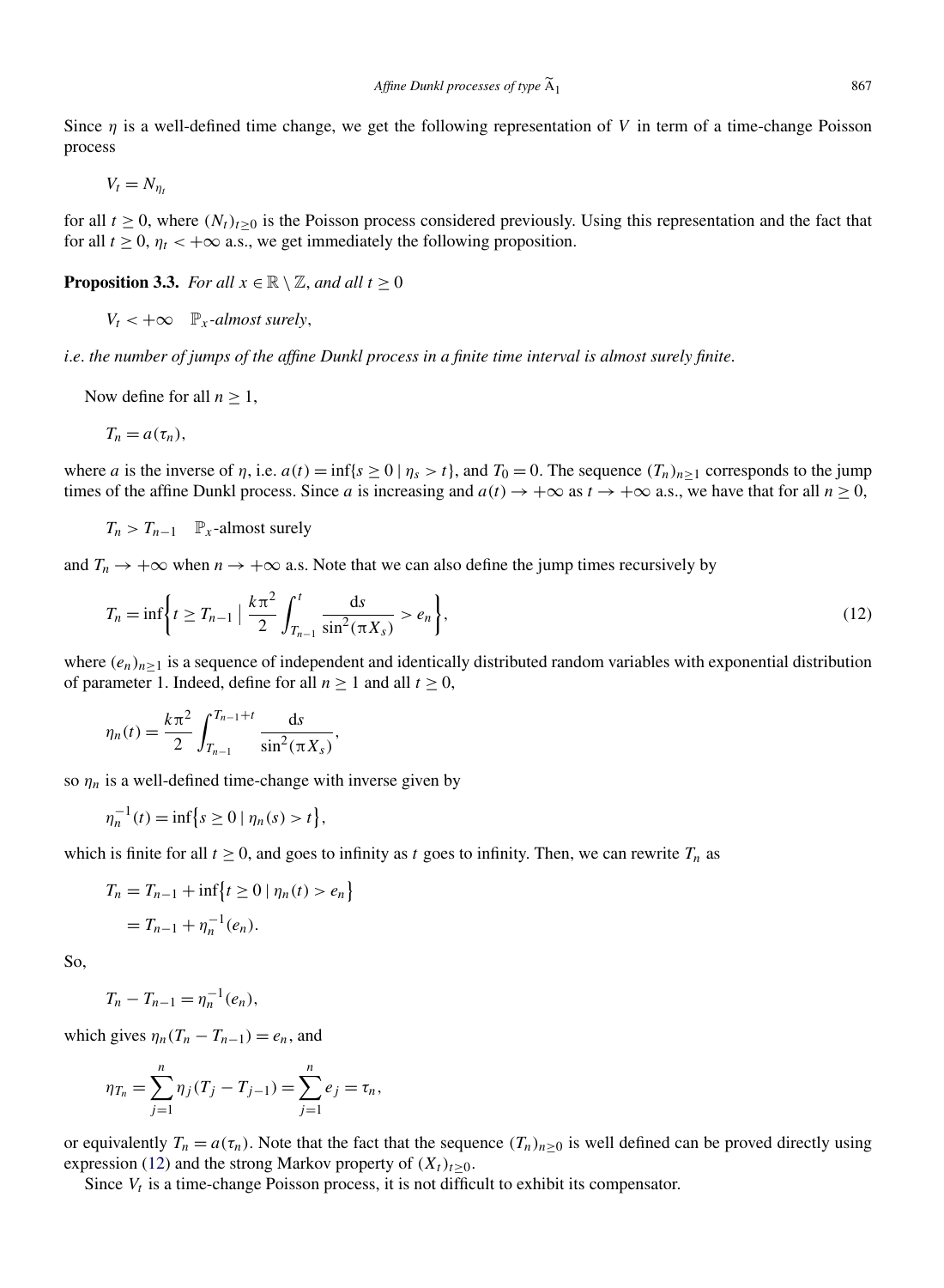Since $\eta$ is a well-defined time change, we get the following representation of $V$ in term of a time-change Poisson process

$$V_t = N_{\eta_t}$$

for all $t \geq 0$, where $(N_t)_{t\geq 0}$ is the Poisson process considered previously. Using this representation and the fact that for all $t \geq 0$, $\eta_t < +\infty$ a.s., we get immediately the following proposition.

**Proposition 3.3.** *For all $x \in \mathbb{R} \setminus \mathbb{Z}$, and all $t \geq 0$*

$$V_t < +\infty \quad \mathbb{P}_x\text{-almost surely},$$

*i.e. the number of jumps of the affine Dunkl process in a finite time interval is almost surely finite.*

Now define for all $n \geq 1$,

$$T_n = a(\tau_n),$$

where $a$ is the inverse of $\eta$, i.e. $a(t) = \inf\{s \geq 0 \mid \eta_s > t\}$, and $T_0 = 0$. The sequence $(T_n)_{n\geq 1}$ corresponds to the jump times of the affine Dunkl process. Since $a$ is increasing and $a(t) \to +\infty$ as $t \to +\infty$ a.s., we have that for all $n \geq 0$,

$$T_n > T_{n-1} \quad \mathbb{P}_x\text{-almost surely}$$

and $T_n \to +\infty$ when $n \to +\infty$ a.s. Note that we can also define the jump times recursively by

$$T_n = \inf\left\{t \geq T_{n-1} \;\middle|\; \frac{k\pi^2}{2}\int_{T_{n-1}}^{t} \frac{\mathrm{d}s}{\sin^2(\pi X_s)} > e_n\right\}, \tag{12}$$

where $(e_n)_{n\geq 1}$ is a sequence of independent and identically distributed random variables with exponential distribution of parameter 1. Indeed, define for all $n \geq 1$ and all $t \geq 0$,

$$\eta_n(t) = \frac{k\pi^2}{2}\int_{T_{n-1}}^{T_{n-1}+t} \frac{\mathrm{d}s}{\sin^2(\pi X_s)},$$

so $\eta_n$ is a well-defined time-change with inverse given by

$$\eta_n^{-1}(t) = \inf\{s \geq 0 \mid \eta_n(s) > t\},$$

which is finite for all $t \geq 0$, and goes to infinity as $t$ goes to infinity. Then, we can rewrite $T_n$ as

$$\begin{aligned} T_n &= T_{n-1} + \inf\{t \geq 0 \mid \eta_n(t) > e_n\} \\ &= T_{n-1} + \eta_n^{-1}(e_n). \end{aligned}$$

So,

$$T_n - T_{n-1} = \eta_n^{-1}(e_n),$$

which gives $\eta_n(T_n - T_{n-1}) = e_n$, and

$$\eta_{T_n} = \sum_{j=1}^{n} \eta_j(T_j - T_{j-1}) = \sum_{j=1}^{n} e_j = \tau_n,$$

or equivalently $T_n = a(\tau_n)$. Note that the fact that the sequence $(T_n)_{n\geq 0}$ is well defined can be proved directly using expression (12) and the strong Markov property of $(X_t)_{t\geq 0}$.

Since $V_t$ is a time-change Poisson process, it is not difficult to exhibit its compensator.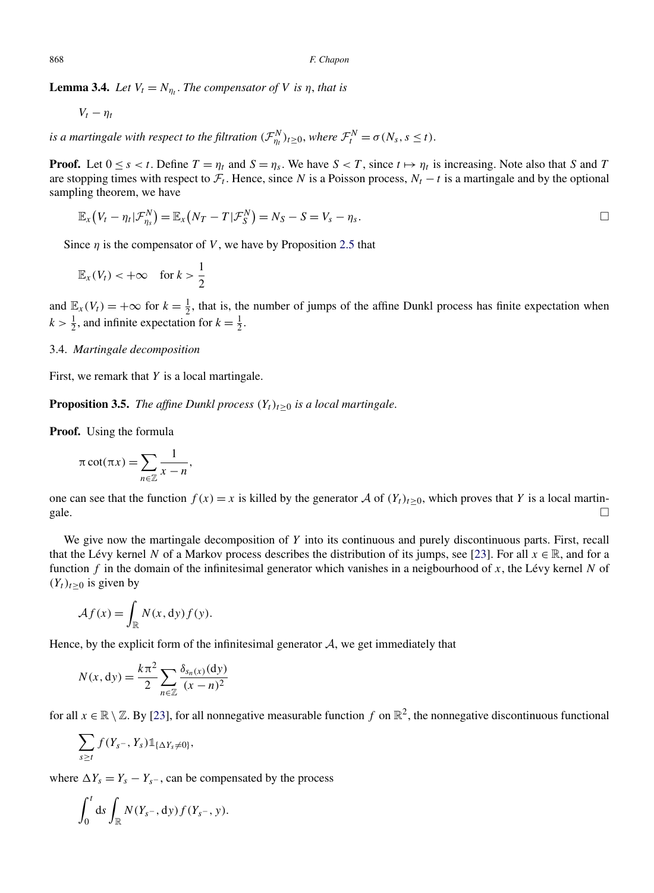**Lemma 3.4.** *Let $V_t = N_{\eta_t}$. The compensator of $V$ is $\eta$, that is*

$$V_t - \eta_t$$

*is a martingale with respect to the filtration $(\mathcal{F}^N_{\eta_t})_{t\geq 0}$, where $\mathcal{F}^N_t = \sigma(N_s, s \leq t)$.*

**Proof.** Let $0 \leq s < t$. Define $T = \eta_t$ and $S = \eta_s$. We have $S < T$, since $t \mapsto \eta_t$ is increasing. Note also that $S$ and $T$ are stopping times with respect to $\mathcal{F}_t$. Hence, since $N$ is a Poisson process, $N_t - t$ is a martingale and by the optional sampling theorem, we have

$$\mathbb{E}_x\big(V_t - \eta_t | \mathcal{F}^N_{\eta_s}\big) = \mathbb{E}_x\big(N_T - T | \mathcal{F}^N_S\big) = N_S - S = V_s - \eta_s. \qquad \square$$

Since $\eta$ is the compensator of $V$, we have by Proposition 2.5 that

$$\mathbb{E}_x(V_t) < +\infty \quad \text{for } k > \frac{1}{2}$$

and $\mathbb{E}_x(V_t) = +\infty$ for $k = \frac{1}{2}$, that is, the number of jumps of the affine Dunkl process has finite expectation when $k > \frac{1}{2}$, and infinite expectation for $k = \frac{1}{2}$.

### 3.4. *Martingale decomposition*

First, we remark that $Y$ is a local martingale.

**Proposition 3.5.** *The affine Dunkl process $(Y_t)_{t\geq 0}$ is a local martingale.*

**Proof.** Using the formula

$$\pi \cot(\pi x) = \sum_{n\in\mathbb{Z}} \frac{1}{x-n},$$

one can see that the function $f(x) = x$ is killed by the generator $\mathcal{A}$ of $(Y_t)_{t\geq 0}$, which proves that $Y$ is a local martingale. $\square$

We give now the martingale decomposition of $Y$ into its continuous and purely discontinuous parts. First, recall that the Lévy kernel $N$ of a Markov process describes the distribution of its jumps, see [23]. For all $x \in \mathbb{R}$, and for a function $f$ in the domain of the infinitesimal generator which vanishes in a neigbourhood of $x$, the Lévy kernel $N$ of $(Y_t)_{t\geq 0}$ is given by

$$\mathcal{A}f(x) = \int_{\mathbb{R}} N(x, \mathrm{d}y) f(y).$$

Hence, by the explicit form of the infinitesimal generator $\mathcal{A}$, we get immediately that

$$N(x, \mathrm{d}y) = \frac{k\pi^2}{2} \sum_{n\in\mathbb{Z}} \frac{\delta_{s_n(x)}(\mathrm{d}y)}{(x-n)^2}$$

for all $x \in \mathbb{R} \setminus \mathbb{Z}$. By [23], for all nonnegative measurable function $f$ on $\mathbb{R}^2$, the nonnegative discontinuous functional

$$\sum_{s\geq t} f(Y_{s^-}, Y_s) \mathbb{1}_{\{\Delta Y_s \neq 0\}},$$

where $\Delta Y_s = Y_s - Y_{s^-}$, can be compensated by the process

$$\int_0^t \mathrm{d}s \int_{\mathbb{R}} N(Y_{s^-}, \mathrm{d}y) f(Y_{s^-}, y).$$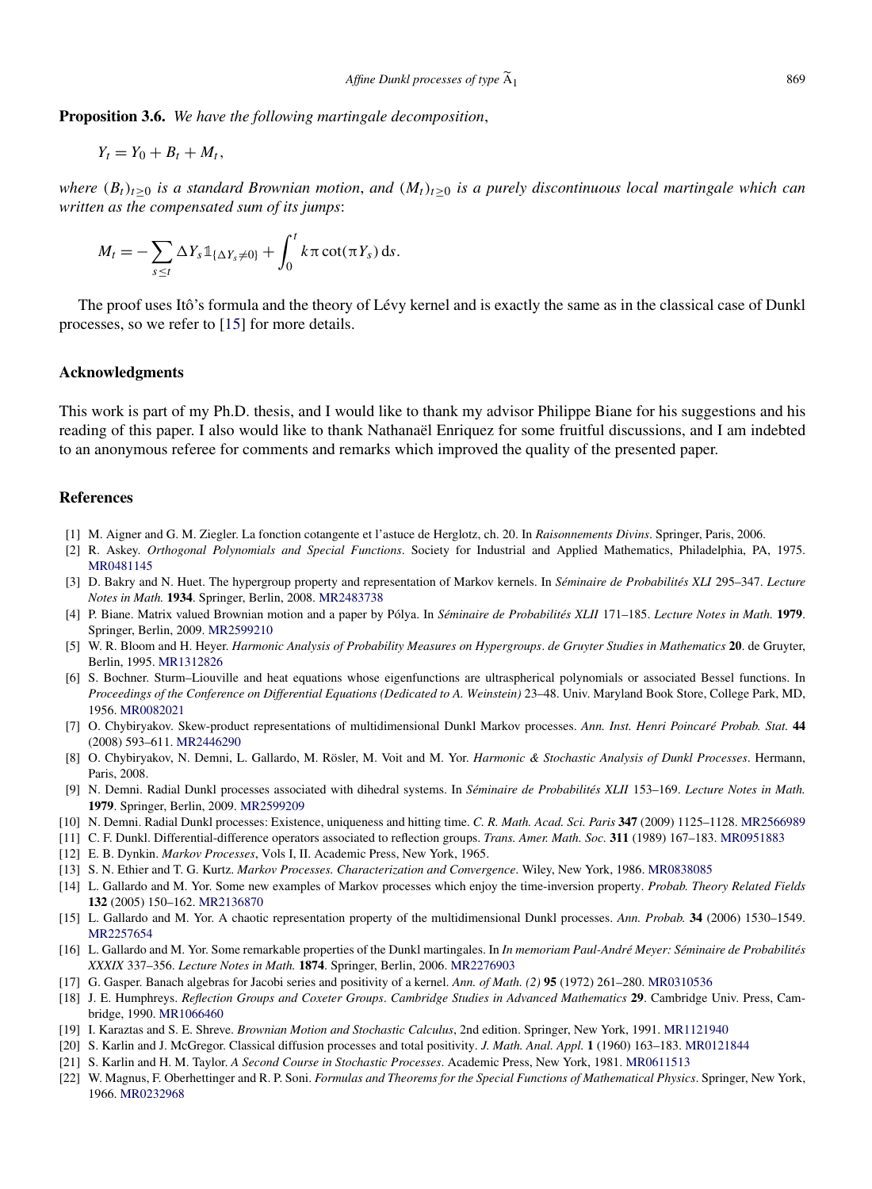**Proposition 3.6.** *We have the following martingale decomposition*,

$$Y_t = Y_0 + B_t + M_t,$$

*where* $(B_t)_{t\geq 0}$ *is a standard Brownian motion*, *and* $(M_t)_{t\geq 0}$ *is a purely discontinuous local martingale which can written as the compensated sum of its jumps*:

$$M_t = -\sum_{s\leq t} \Delta Y_s \mathbb{1}_{\{\Delta Y_s \neq 0\}} + \int_0^t k\pi \cot(\pi Y_s)\,\mathrm{d}s.$$

The proof uses Itô's formula and the theory of Lévy kernel and is exactly the same as in the classical case of Dunkl processes, so we refer to [15] for more details.

## Acknowledgments

This work is part of my Ph.D. thesis, and I would like to thank my advisor Philippe Biane for his suggestions and his reading of this paper. I also would like to thank Nathanaël Enriquez for some fruitful discussions, and I am indebted to an anonymous referee for comments and remarks which improved the quality of the presented paper.

## References

[1] M. Aigner and G. M. Ziegler. La fonction cotangente et l'astuce de Herglotz, ch. 20. In *Raisonnements Divins*. Springer, Paris, 2006.

[2] R. Askey. *Orthogonal Polynomials and Special Functions*. Society for Industrial and Applied Mathematics, Philadelphia, PA, 1975. MR0481145

[3] D. Bakry and N. Huet. The hypergroup property and representation of Markov kernels. In *Séminaire de Probabilités XLI* 295–347. *Lecture Notes in Math.* **1934**. Springer, Berlin, 2008. MR2483738

[4] P. Biane. Matrix valued Brownian motion and a paper by Pólya. In *Séminaire de Probabilités XLII* 171–185. *Lecture Notes in Math.* **1979**. Springer, Berlin, 2009. MR2599210

[5] W. R. Bloom and H. Heyer. *Harmonic Analysis of Probability Measures on Hypergroups*. *de Gruyter Studies in Mathematics* **20**. de Gruyter, Berlin, 1995. MR1312826

[6] S. Bochner. Sturm–Liouville and heat equations whose eigenfunctions are ultraspherical polynomials or associated Bessel functions. In *Proceedings of the Conference on Differential Equations (Dedicated to A. Weinstein)* 23–48. Univ. Maryland Book Store, College Park, MD, 1956. MR0082021

[7] O. Chybiryakov. Skew-product representations of multidimensional Dunkl Markov processes. *Ann. Inst. Henri Poincaré Probab. Stat.* **44** (2008) 593–611. MR2446290

[8] O. Chybiryakov, N. Demni, L. Gallardo, M. Rösler, M. Voit and M. Yor. *Harmonic & Stochastic Analysis of Dunkl Processes*. Hermann, Paris, 2008.

[9] N. Demni. Radial Dunkl processes associated with dihedral systems. In *Séminaire de Probabilités XLII* 153–169. *Lecture Notes in Math.* **1979**. Springer, Berlin, 2009. MR2599209

[10] N. Demni. Radial Dunkl processes: Existence, uniqueness and hitting time. *C. R. Math. Acad. Sci. Paris* **347** (2009) 1125–1128. MR2566989

[11] C. F. Dunkl. Differential-difference operators associated to reflection groups. *Trans. Amer. Math. Soc.* **311** (1989) 167–183. MR0951883

[12] E. B. Dynkin. *Markov Processes*, Vols I, II. Academic Press, New York, 1965.

[13] S. N. Ethier and T. G. Kurtz. *Markov Processes. Characterization and Convergence*. Wiley, New York, 1986. MR0838085

[14] L. Gallardo and M. Yor. Some new examples of Markov processes which enjoy the time-inversion property. *Probab. Theory Related Fields* **132** (2005) 150–162. MR2136870

[15] L. Gallardo and M. Yor. A chaotic representation property of the multidimensional Dunkl processes. *Ann. Probab.* **34** (2006) 1530–1549. MR2257654

[16] L. Gallardo and M. Yor. Some remarkable properties of the Dunkl martingales. In *In memoriam Paul-André Meyer: Séminaire de Probabilités XXXIX* 337–356. *Lecture Notes in Math.* **1874**. Springer, Berlin, 2006. MR2276903

[17] G. Gasper. Banach algebras for Jacobi series and positivity of a kernel. *Ann. of Math. (2)* **95** (1972) 261–280. MR0310536

[18] J. E. Humphreys. *Reflection Groups and Coxeter Groups*. *Cambridge Studies in Advanced Mathematics* **29**. Cambridge Univ. Press, Cambridge, 1990. MR1066460

[19] I. Karaztas and S. E. Shreve. *Brownian Motion and Stochastic Calculus*, 2nd edition. Springer, New York, 1991. MR1121940

[20] S. Karlin and J. McGregor. Classical diffusion processes and total positivity. *J. Math. Anal. Appl.* **1** (1960) 163–183. MR0121844

[21] S. Karlin and H. M. Taylor. *A Second Course in Stochastic Processes*. Academic Press, New York, 1981. MR0611513

[22] W. Magnus, F. Oberhettinger and R. P. Soni. *Formulas and Theorems for the Special Functions of Mathematical Physics*. Springer, New York, 1966. MR0232968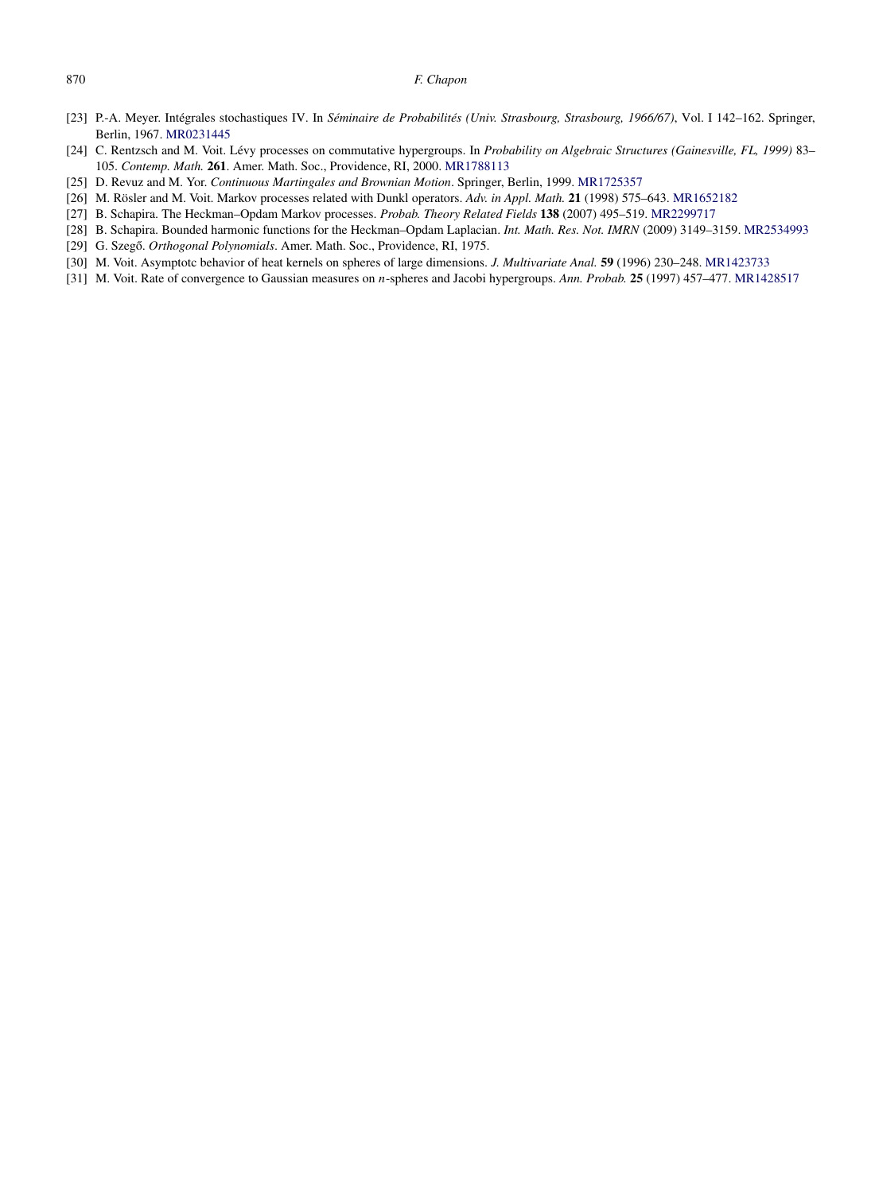[23] P.-A. Meyer. Intégrales stochastiques IV. In *Séminaire de Probabilités (Univ. Strasbourg, Strasbourg, 1966/67)*, Vol. I 142–162. Springer, Berlin, 1967. MR0231445

[24] C. Rentzsch and M. Voit. Lévy processes on commutative hypergroups. In *Probability on Algebraic Structures (Gainesville, FL, 1999)* 83–105. *Contemp. Math.* **261**. Amer. Math. Soc., Providence, RI, 2000. MR1788113

[25] D. Revuz and M. Yor. *Continuous Martingales and Brownian Motion*. Springer, Berlin, 1999. MR1725357

[26] M. Rösler and M. Voit. Markov processes related with Dunkl operators. *Adv. in Appl. Math.* **21** (1998) 575–643. MR1652182

[27] B. Schapira. The Heckman–Opdam Markov processes. *Probab. Theory Related Fields* **138** (2007) 495–519. MR2299717

[28] B. Schapira. Bounded harmonic functions for the Heckman–Opdam Laplacian. *Int. Math. Res. Not. IMRN* (2009) 3149–3159. MR2534993

[29] G. Szegő. *Orthogonal Polynomials*. Amer. Math. Soc., Providence, RI, 1975.

[30] M. Voit. Asymptotc behavior of heat kernels on spheres of large dimensions. *J. Multivariate Anal.* **59** (1996) 230–248. MR1423733

[31] M. Voit. Rate of convergence to Gaussian measures on $n$-spheres and Jacobi hypergroups. *Ann. Probab.* **25** (1997) 457–477. MR1428517